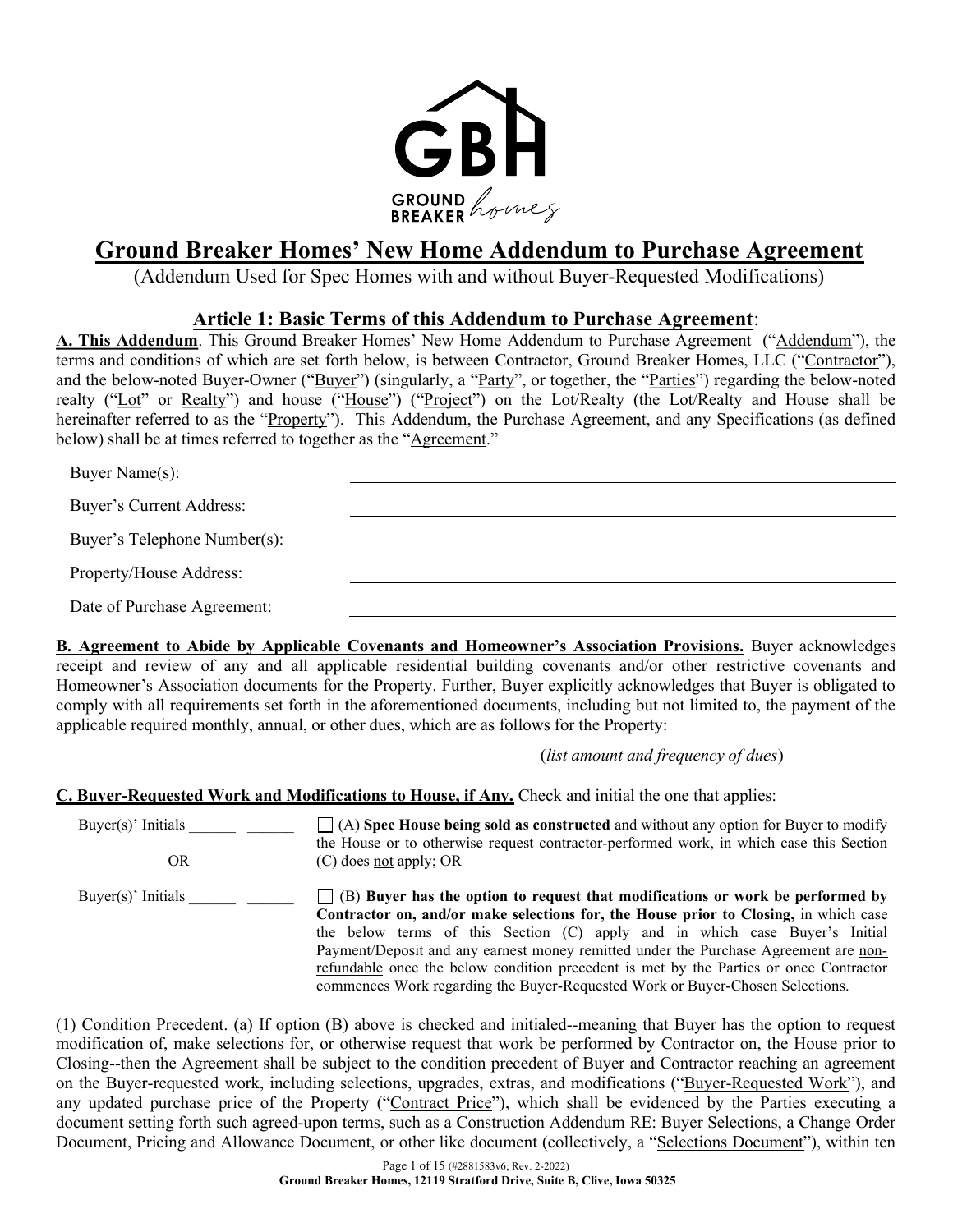GBH
GROUND BREAKER homes

# Ground Breaker Homes' New Home Addendum to Purchase Agreement

(Addendum Used for Spec Homes with and without Buyer-Requested Modifications)

## Article 1: Basic Terms of this Addendum to Purchase Agreement:

**A. This Addendum**. This Ground Breaker Homes' New Home Addendum to Purchase Agreement ("Addendum"), the terms and conditions of which are set forth below, is between Contractor, Ground Breaker Homes, LLC ("Contractor"), and the below-noted Buyer-Owner ("Buyer") (singularly, a "Party", or together, the "Parties") regarding the below-noted realty ("Lot" or Realty") and house ("House") ("Project") on the Lot/Realty (the Lot/Realty and House shall be hereinafter referred to as the "Property"). This Addendum, the Purchase Agreement, and any Specifications (as defined below) shall be at times referred to together as the "Agreement."

Buyer Name(s): ______________________________

Buyer's Current Address: ______________________________

Buyer's Telephone Number(s): ______________________________

Property/House Address: ______________________________

Date of Purchase Agreement: ______________________________

**B. Agreement to Abide by Applicable Covenants and Homeowner's Association Provisions.** Buyer acknowledges receipt and review of any and all applicable residential building covenants and/or other restrictive covenants and Homeowner's Association documents for the Property. Further, Buyer explicitly acknowledges that Buyer is obligated to comply with all requirements set forth in the aforementioned documents, including but not limited to, the payment of the applicable required monthly, annual, or other dues, which are as follows for the Property:

______________________________ (*list amount and frequency of dues*)

**C. Buyer-Requested Work and Modifications to House, if Any.** Check and initial the one that applies:

Buyer(s)' Initials ______ ______ ☐ (A) **Spec House being sold as constructed** and without any option for Buyer to modify the House or to otherwise request contractor-performed work, in which case this Section (C) does not apply; OR

OR

Buyer(s)' Initials ______ ______ ☐ (B) **Buyer has the option to request that modifications or work be performed by Contractor on, and/or make selections for, the House prior to Closing,** in which case the below terms of this Section (C) apply and in which case Buyer's Initial Payment/Deposit and any earnest money remitted under the Purchase Agreement are non-refundable once the below condition precedent is met by the Parties or once Contractor commences Work regarding the Buyer-Requested Work or Buyer-Chosen Selections.

(1) Condition Precedent. (a) If option (B) above is checked and initialed--meaning that Buyer has the option to request modification of, make selections for, or otherwise request that work be performed by Contractor on, the House prior to Closing--then the Agreement shall be subject to the condition precedent of Buyer and Contractor reaching an agreement on the Buyer-requested work, including selections, upgrades, extras, and modifications ("Buyer-Requested Work"), and any updated purchase price of the Property ("Contract Price"), which shall be evidenced by the Parties executing a document setting forth such agreed-upon terms, such as a Construction Addendum RE: Buyer Selections, a Change Order Document, Pricing and Allowance Document, or other like document (collectively, a "Selections Document"), within ten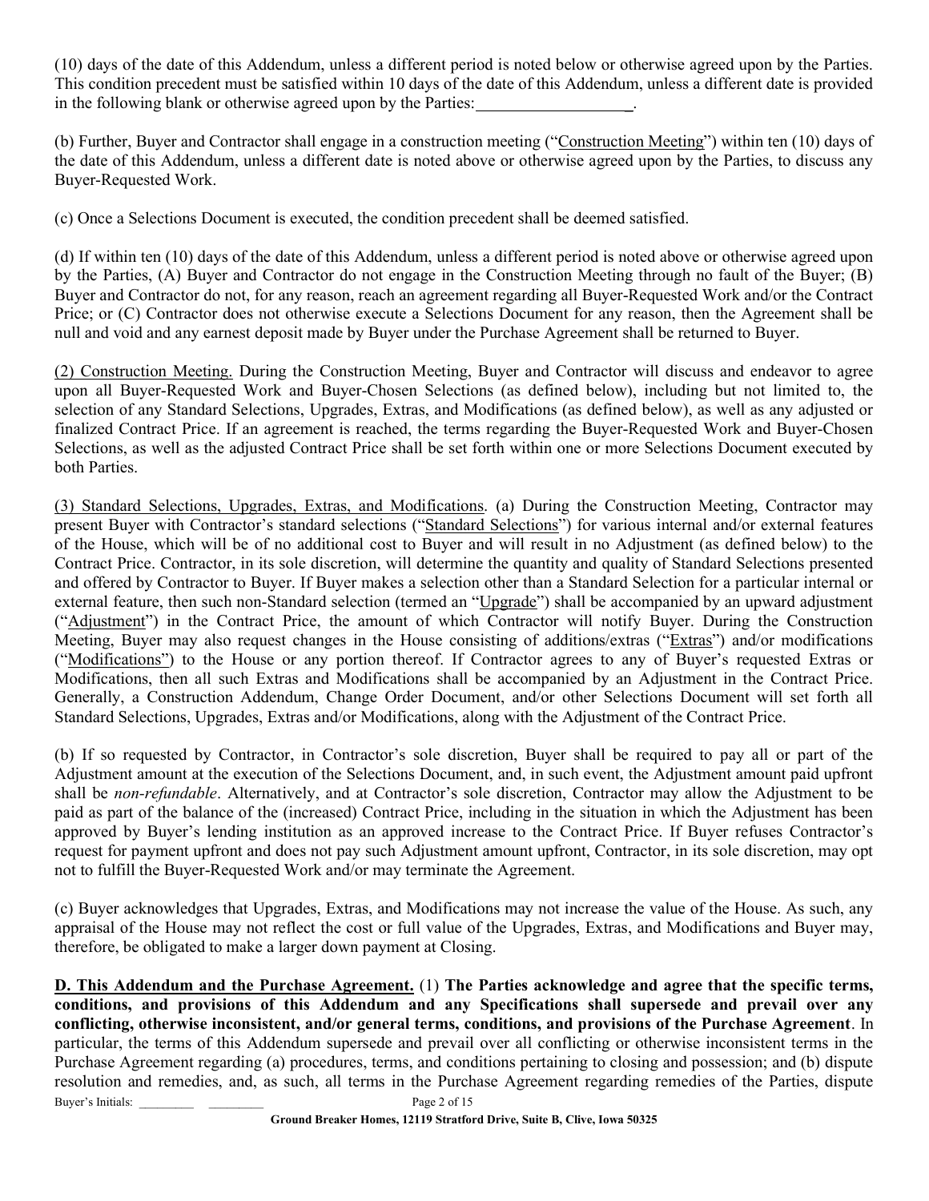(10) days of the date of this Addendum, unless a different period is noted below or otherwise agreed upon by the Parties. This condition precedent must be satisfied within 10 days of the date of this Addendum, unless a different date is provided in the following blank or otherwise agreed upon by the Parties:___________________.

(b) Further, Buyer and Contractor shall engage in a construction meeting ("Construction Meeting") within ten (10) days of the date of this Addendum, unless a different date is noted above or otherwise agreed upon by the Parties, to discuss any Buyer-Requested Work.

(c) Once a Selections Document is executed, the condition precedent shall be deemed satisfied.

(d) If within ten (10) days of the date of this Addendum, unless a different period is noted above or otherwise agreed upon by the Parties, (A) Buyer and Contractor do not engage in the Construction Meeting through no fault of the Buyer; (B) Buyer and Contractor do not, for any reason, reach an agreement regarding all Buyer-Requested Work and/or the Contract Price; or (C) Contractor does not otherwise execute a Selections Document for any reason, then the Agreement shall be null and void and any earnest deposit made by Buyer under the Purchase Agreement shall be returned to Buyer.

(2) Construction Meeting. During the Construction Meeting, Buyer and Contractor will discuss and endeavor to agree upon all Buyer-Requested Work and Buyer-Chosen Selections (as defined below), including but not limited to, the selection of any Standard Selections, Upgrades, Extras, and Modifications (as defined below), as well as any adjusted or finalized Contract Price. If an agreement is reached, the terms regarding the Buyer-Requested Work and Buyer-Chosen Selections, as well as the adjusted Contract Price shall be set forth within one or more Selections Document executed by both Parties.

(3) Standard Selections, Upgrades, Extras, and Modifications. (a) During the Construction Meeting, Contractor may present Buyer with Contractor's standard selections ("Standard Selections") for various internal and/or external features of the House, which will be of no additional cost to Buyer and will result in no Adjustment (as defined below) to the Contract Price. Contractor, in its sole discretion, will determine the quantity and quality of Standard Selections presented and offered by Contractor to Buyer. If Buyer makes a selection other than a Standard Selection for a particular internal or external feature, then such non-Standard selection (termed an "Upgrade") shall be accompanied by an upward adjustment ("Adjustment") in the Contract Price, the amount of which Contractor will notify Buyer. During the Construction Meeting, Buyer may also request changes in the House consisting of additions/extras ("Extras") and/or modifications ("Modifications") to the House or any portion thereof. If Contractor agrees to any of Buyer's requested Extras or Modifications, then all such Extras and Modifications shall be accompanied by an Adjustment in the Contract Price. Generally, a Construction Addendum, Change Order Document, and/or other Selections Document will set forth all Standard Selections, Upgrades, Extras and/or Modifications, along with the Adjustment of the Contract Price.

(b) If so requested by Contractor, in Contractor's sole discretion, Buyer shall be required to pay all or part of the Adjustment amount at the execution of the Selections Document, and, in such event, the Adjustment amount paid upfront shall be *non-refundable*. Alternatively, and at Contractor's sole discretion, Contractor may allow the Adjustment to be paid as part of the balance of the (increased) Contract Price, including in the situation in which the Adjustment has been approved by Buyer's lending institution as an approved increase to the Contract Price. If Buyer refuses Contractor's request for payment upfront and does not pay such Adjustment amount upfront, Contractor, in its sole discretion, may opt not to fulfill the Buyer-Requested Work and/or may terminate the Agreement.

(c) Buyer acknowledges that Upgrades, Extras, and Modifications may not increase the value of the House. As such, any appraisal of the House may not reflect the cost or full value of the Upgrades, Extras, and Modifications and Buyer may, therefore, be obligated to make a larger down payment at Closing.

**D. This Addendum and the Purchase Agreement.** (1) **The Parties acknowledge and agree that the specific terms, conditions, and provisions of this Addendum and any Specifications shall supersede and prevail over any conflicting, otherwise inconsistent, and/or general terms, conditions, and provisions of the Purchase Agreement**. In particular, the terms of this Addendum supersede and prevail over all conflicting or otherwise inconsistent terms in the Purchase Agreement regarding (a) procedures, terms, and conditions pertaining to closing and possession; and (b) dispute resolution and remedies, and, as such, all terms in the Purchase Agreement regarding remedies of the Parties, dispute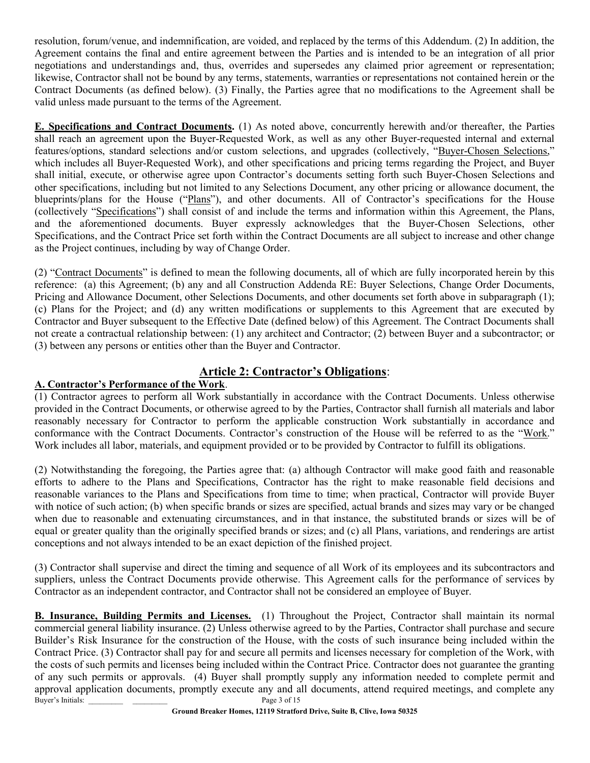resolution, forum/venue, and indemnification, are voided, and replaced by the terms of this Addendum. (2) In addition, the Agreement contains the final and entire agreement between the Parties and is intended to be an integration of all prior negotiations and understandings and, thus, overrides and supersedes any claimed prior agreement or representation; likewise, Contractor shall not be bound by any terms, statements, warranties or representations not contained herein or the Contract Documents (as defined below). (3) Finally, the Parties agree that no modifications to the Agreement shall be valid unless made pursuant to the terms of the Agreement.

**E. Specifications and Contract Documents.** (1) As noted above, concurrently herewith and/or thereafter, the Parties shall reach an agreement upon the Buyer-Requested Work, as well as any other Buyer-requested internal and external features/options, standard selections and/or custom selections, and upgrades (collectively, "Buyer-Chosen Selections," which includes all Buyer-Requested Work), and other specifications and pricing terms regarding the Project, and Buyer shall initial, execute, or otherwise agree upon Contractor's documents setting forth such Buyer-Chosen Selections and other specifications, including but not limited to any Selections Document, any other pricing or allowance document, the blueprints/plans for the House ("Plans"), and other documents. All of Contractor's specifications for the House (collectively "Specifications") shall consist of and include the terms and information within this Agreement, the Plans, and the aforementioned documents. Buyer expressly acknowledges that the Buyer-Chosen Selections, other Specifications, and the Contract Price set forth within the Contract Documents are all subject to increase and other change as the Project continues, including by way of Change Order.

(2) "Contract Documents" is defined to mean the following documents, all of which are fully incorporated herein by this reference: (a) this Agreement; (b) any and all Construction Addenda RE: Buyer Selections, Change Order Documents, Pricing and Allowance Document, other Selections Documents, and other documents set forth above in subparagraph (1); (c) Plans for the Project; and (d) any written modifications or supplements to this Agreement that are executed by Contractor and Buyer subsequent to the Effective Date (defined below) of this Agreement. The Contract Documents shall not create a contractual relationship between: (1) any architect and Contractor; (2) between Buyer and a subcontractor; or (3) between any persons or entities other than the Buyer and Contractor.

## Article 2: Contractor's Obligations:

**A. Contractor's Performance of the Work.**

(1) Contractor agrees to perform all Work substantially in accordance with the Contract Documents. Unless otherwise provided in the Contract Documents, or otherwise agreed to by the Parties, Contractor shall furnish all materials and labor reasonably necessary for Contractor to perform the applicable construction Work substantially in accordance and conformance with the Contract Documents. Contractor's construction of the House will be referred to as the "Work." Work includes all labor, materials, and equipment provided or to be provided by Contractor to fulfill its obligations.

(2) Notwithstanding the foregoing, the Parties agree that: (a) although Contractor will make good faith and reasonable efforts to adhere to the Plans and Specifications, Contractor has the right to make reasonable field decisions and reasonable variances to the Plans and Specifications from time to time; when practical, Contractor will provide Buyer with notice of such action; (b) when specific brands or sizes are specified, actual brands and sizes may vary or be changed when due to reasonable and extenuating circumstances, and in that instance, the substituted brands or sizes will be of equal or greater quality than the originally specified brands or sizes; and (c) all Plans, variations, and renderings are artist conceptions and not always intended to be an exact depiction of the finished project.

(3) Contractor shall supervise and direct the timing and sequence of all Work of its employees and its subcontractors and suppliers, unless the Contract Documents provide otherwise. This Agreement calls for the performance of services by Contractor as an independent contractor, and Contractor shall not be considered an employee of Buyer.

**B. Insurance, Building Permits and Licenses.** (1) Throughout the Project, Contractor shall maintain its normal commercial general liability insurance. (2) Unless otherwise agreed to by the Parties, Contractor shall purchase and secure Builder's Risk Insurance for the construction of the House, with the costs of such insurance being included within the Contract Price. (3) Contractor shall pay for and secure all permits and licenses necessary for completion of the Work, with the costs of such permits and licenses being included within the Contract Price. Contractor does not guarantee the granting of any such permits or approvals. (4) Buyer shall promptly supply any information needed to complete permit and approval application documents, promptly execute any and all documents, attend required meetings, and complete any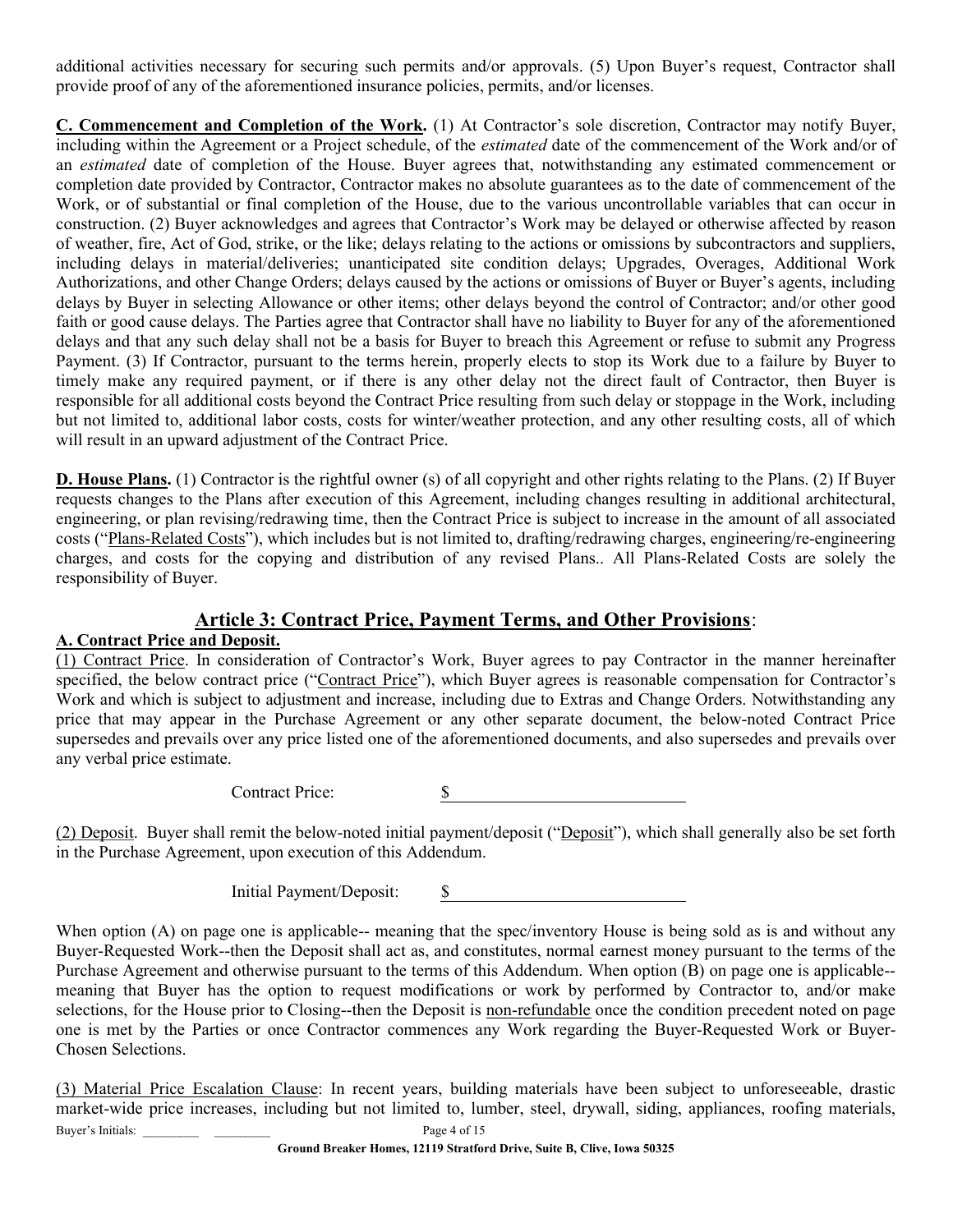additional activities necessary for securing such permits and/or approvals. (5) Upon Buyer's request, Contractor shall provide proof of any of the aforementioned insurance policies, permits, and/or licenses.

**C. Commencement and Completion of the Work.** (1) At Contractor's sole discretion, Contractor may notify Buyer, including within the Agreement or a Project schedule, of the *estimated* date of the commencement of the Work and/or of an *estimated* date of completion of the House. Buyer agrees that, notwithstanding any estimated commencement or completion date provided by Contractor, Contractor makes no absolute guarantees as to the date of commencement of the Work, or of substantial or final completion of the House, due to the various uncontrollable variables that can occur in construction. (2) Buyer acknowledges and agrees that Contractor's Work may be delayed or otherwise affected by reason of weather, fire, Act of God, strike, or the like; delays relating to the actions or omissions by subcontractors and suppliers, including delays in material/deliveries; unanticipated site condition delays; Upgrades, Overages, Additional Work Authorizations, and other Change Orders; delays caused by the actions or omissions of Buyer or Buyer's agents, including delays by Buyer in selecting Allowance or other items; other delays beyond the control of Contractor; and/or other good faith or good cause delays. The Parties agree that Contractor shall have no liability to Buyer for any of the aforementioned delays and that any such delay shall not be a basis for Buyer to breach this Agreement or refuse to submit any Progress Payment. (3) If Contractor, pursuant to the terms herein, properly elects to stop its Work due to a failure by Buyer to timely make any required payment, or if there is any other delay not the direct fault of Contractor, then Buyer is responsible for all additional costs beyond the Contract Price resulting from such delay or stoppage in the Work, including but not limited to, additional labor costs, costs for winter/weather protection, and any other resulting costs, all of which will result in an upward adjustment of the Contract Price.

**D. House Plans.** (1) Contractor is the rightful owner (s) of all copyright and other rights relating to the Plans. (2) If Buyer requests changes to the Plans after execution of this Agreement, including changes resulting in additional architectural, engineering, or plan revising/redrawing time, then the Contract Price is subject to increase in the amount of all associated costs ("Plans-Related Costs"), which includes but is not limited to, drafting/redrawing charges, engineering/re-engineering charges, and costs for the copying and distribution of any revised Plans.. All Plans-Related Costs are solely the responsibility of Buyer.

## Article 3: Contract Price, Payment Terms, and Other Provisions:

**A. Contract Price and Deposit.**

(1) Contract Price. In consideration of Contractor's Work, Buyer agrees to pay Contractor in the manner hereinafter specified, the below contract price ("Contract Price"), which Buyer agrees is reasonable compensation for Contractor's Work and which is subject to adjustment and increase, including due to Extras and Change Orders. Notwithstanding any price that may appear in the Purchase Agreement or any other separate document, the below-noted Contract Price supersedes and prevails over any price listed one of the aforementioned documents, and also supersedes and prevails over any verbal price estimate.

Contract Price: $\_\_\_\_\_\_\_\_\_\_\_\_\_\_\_\_\_\_\_\_\_\_\_\_\_\_

(2) Deposit. Buyer shall remit the below-noted initial payment/deposit ("Deposit"), which shall generally also be set forth in the Purchase Agreement, upon execution of this Addendum.

Initial Payment/Deposit: $\_\_\_\_\_\_\_\_\_\_\_\_\_\_\_\_\_\_\_\_\_\_\_\_\_\_

When option (A) on page one is applicable-- meaning that the spec/inventory House is being sold as is and without any Buyer-Requested Work--then the Deposit shall act as, and constitutes, normal earnest money pursuant to the terms of the Purchase Agreement and otherwise pursuant to the terms of this Addendum. When option (B) on page one is applicable-- meaning that Buyer has the option to request modifications or work by performed by Contractor to, and/or make selections, for the House prior to Closing--then the Deposit is non-refundable once the condition precedent noted on page one is met by the Parties or once Contractor commences any Work regarding the Buyer-Requested Work or Buyer-Chosen Selections.

(3) Material Price Escalation Clause: In recent years, building materials have been subject to unforeseeable, drastic market-wide price increases, including but not limited to, lumber, steel, drywall, siding, appliances, roofing materials,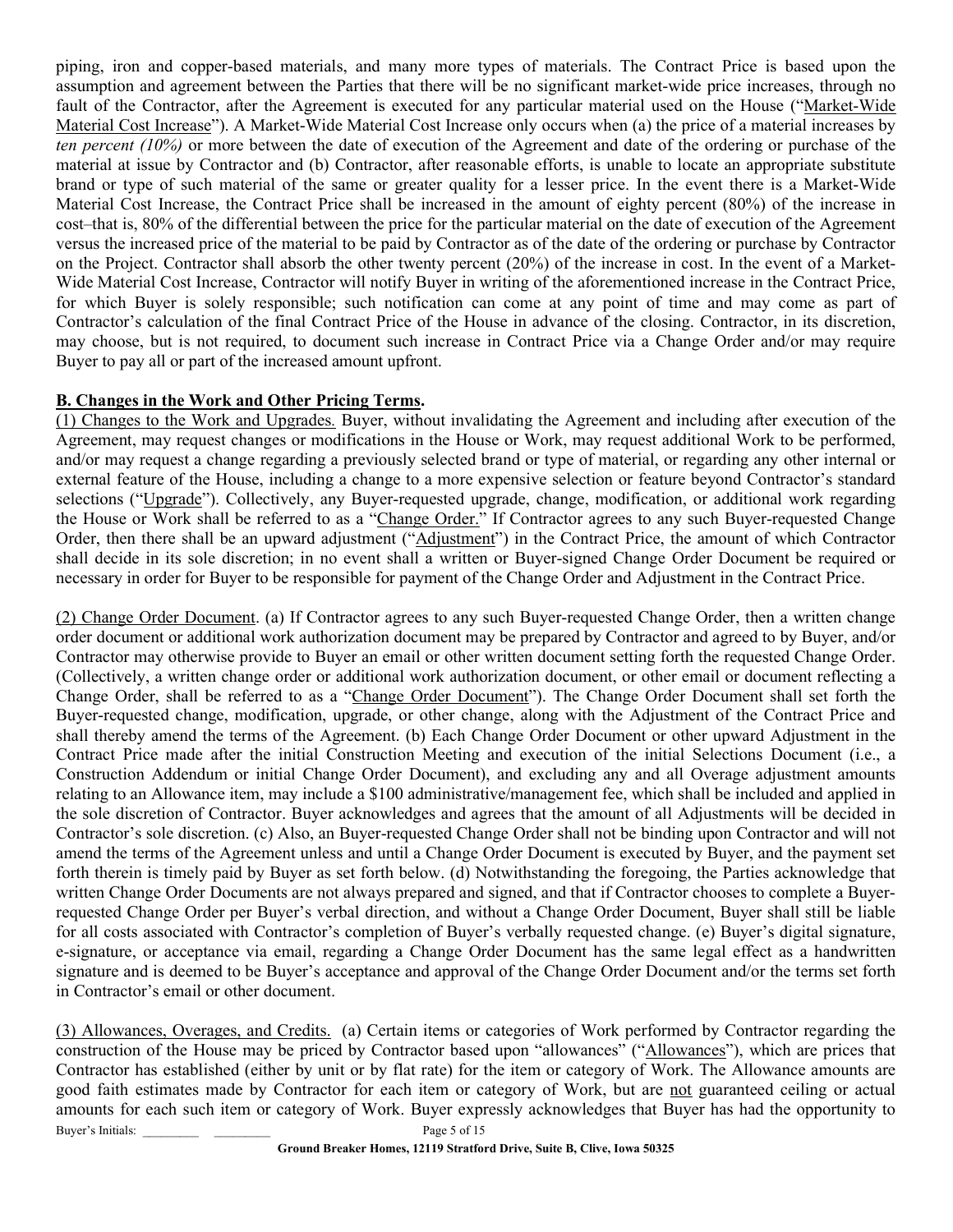piping, iron and copper-based materials, and many more types of materials. The Contract Price is based upon the assumption and agreement between the Parties that there will be no significant market-wide price increases, through no fault of the Contractor, after the Agreement is executed for any particular material used on the House ("Market-Wide Material Cost Increase"). A Market-Wide Material Cost Increase only occurs when (a) the price of a material increases by *ten percent (10%)* or more between the date of execution of the Agreement and date of the ordering or purchase of the material at issue by Contractor and (b) Contractor, after reasonable efforts, is unable to locate an appropriate substitute brand or type of such material of the same or greater quality for a lesser price. In the event there is a Market-Wide Material Cost Increase, the Contract Price shall be increased in the amount of eighty percent (80%) of the increase in cost–that is, 80% of the differential between the price for the particular material on the date of execution of the Agreement versus the increased price of the material to be paid by Contractor as of the date of the ordering or purchase by Contractor on the Project. Contractor shall absorb the other twenty percent (20%) of the increase in cost. In the event of a Market-Wide Material Cost Increase, Contractor will notify Buyer in writing of the aforementioned increase in the Contract Price, for which Buyer is solely responsible; such notification can come at any point of time and may come as part of Contractor's calculation of the final Contract Price of the House in advance of the closing. Contractor, in its discretion, may choose, but is not required, to document such increase in Contract Price via a Change Order and/or may require Buyer to pay all or part of the increased amount upfront.

**B. Changes in the Work and Other Pricing Terms.**

(1) Changes to the Work and Upgrades. Buyer, without invalidating the Agreement and including after execution of the Agreement, may request changes or modifications in the House or Work, may request additional Work to be performed, and/or may request a change regarding a previously selected brand or type of material, or regarding any other internal or external feature of the House, including a change to a more expensive selection or feature beyond Contractor's standard selections ("Upgrade"). Collectively, any Buyer-requested upgrade, change, modification, or additional work regarding the House or Work shall be referred to as a "Change Order." If Contractor agrees to any such Buyer-requested Change Order, then there shall be an upward adjustment ("Adjustment") in the Contract Price, the amount of which Contractor shall decide in its sole discretion; in no event shall a written or Buyer-signed Change Order Document be required or necessary in order for Buyer to be responsible for payment of the Change Order and Adjustment in the Contract Price.

(2) Change Order Document. (a) If Contractor agrees to any such Buyer-requested Change Order, then a written change order document or additional work authorization document may be prepared by Contractor and agreed to by Buyer, and/or Contractor may otherwise provide to Buyer an email or other written document setting forth the requested Change Order. (Collectively, a written change order or additional work authorization document, or other email or document reflecting a Change Order, shall be referred to as a "Change Order Document"). The Change Order Document shall set forth the Buyer-requested change, modification, upgrade, or other change, along with the Adjustment of the Contract Price and shall thereby amend the terms of the Agreement. (b) Each Change Order Document or other upward Adjustment in the Contract Price made after the initial Construction Meeting and execution of the initial Selections Document (i.e., a Construction Addendum or initial Change Order Document), and excluding any and all Overage adjustment amounts relating to an Allowance item, may include a $100 administrative/management fee, which shall be included and applied in the sole discretion of Contractor. Buyer acknowledges and agrees that the amount of all Adjustments will be decided in Contractor's sole discretion. (c) Also, an Buyer-requested Change Order shall not be binding upon Contractor and will not amend the terms of the Agreement unless and until a Change Order Document is executed by Buyer, and the payment set forth therein is timely paid by Buyer as set forth below. (d) Notwithstanding the foregoing, the Parties acknowledge that written Change Order Documents are not always prepared and signed, and that if Contractor chooses to complete a Buyer-requested Change Order per Buyer's verbal direction, and without a Change Order Document, Buyer shall still be liable for all costs associated with Contractor's completion of Buyer's verbally requested change. (e) Buyer's digital signature, e-signature, or acceptance via email, regarding a Change Order Document has the same legal effect as a handwritten signature and is deemed to be Buyer's acceptance and approval of the Change Order Document and/or the terms set forth in Contractor's email or other document.

(3) Allowances, Overages, and Credits. (a) Certain items or categories of Work performed by Contractor regarding the construction of the House may be priced by Contractor based upon "allowances" ("Allowances"), which are prices that Contractor has established (either by unit or by flat rate) for the item or category of Work. The Allowance amounts are good faith estimates made by Contractor for each item or category of Work, but are not guaranteed ceiling or actual amounts for each such item or category of Work. Buyer expressly acknowledges that Buyer has had the opportunity to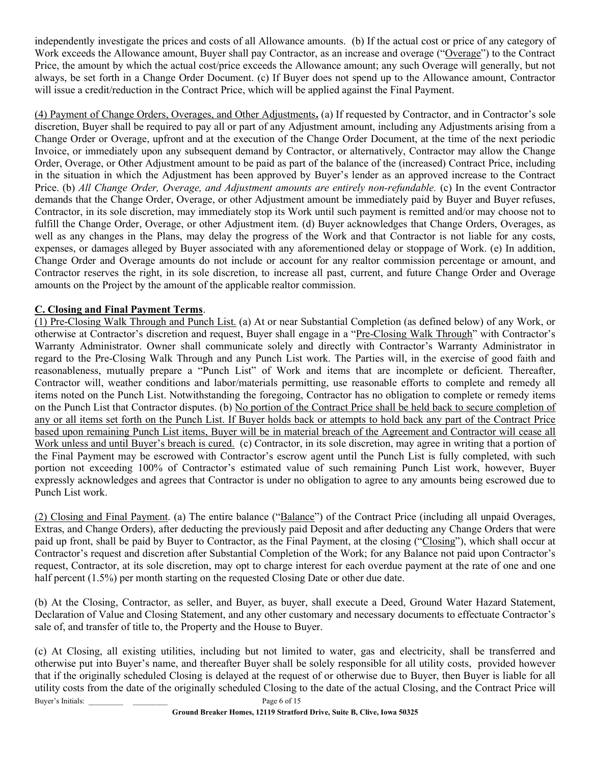independently investigate the prices and costs of all Allowance amounts. (b) If the actual cost or price of any category of Work exceeds the Allowance amount, Buyer shall pay Contractor, as an increase and overage ("<u>Overage</u>") to the Contract Price, the amount by which the actual cost/price exceeds the Allowance amount; any such Overage will generally, but not always, be set forth in a Change Order Document. (c) If Buyer does not spend up to the Allowance amount, Contractor will issue a credit/reduction in the Contract Price, which will be applied against the Final Payment.

<u>(4) Payment of Change Orders, Overages, and Other Adjustments</u>**.** (a) If requested by Contractor, and in Contractor's sole discretion, Buyer shall be required to pay all or part of any Adjustment amount, including any Adjustments arising from a Change Order or Overage, upfront and at the execution of the Change Order Document, at the time of the next periodic Invoice, or immediately upon any subsequent demand by Contractor, or alternatively, Contractor may allow the Change Order, Overage, or Other Adjustment amount to be paid as part of the balance of the (increased) Contract Price, including in the situation in which the Adjustment has been approved by Buyer's lender as an approved increase to the Contract Price. (b) *All Change Order, Overage, and Adjustment amounts are entirely non-refundable.* (c) In the event Contractor demands that the Change Order, Overage, or other Adjustment amount be immediately paid by Buyer and Buyer refuses, Contractor, in its sole discretion, may immediately stop its Work until such payment is remitted and/or may choose not to fulfill the Change Order, Overage, or other Adjustment item. (d) Buyer acknowledges that Change Orders, Overages, as well as any changes in the Plans, may delay the progress of the Work and that Contractor is not liable for any costs, expenses, or damages alleged by Buyer associated with any aforementioned delay or stoppage of Work. (e) In addition, Change Order and Overage amounts do not include or account for any realtor commission percentage or amount, and Contractor reserves the right, in its sole discretion, to increase all past, current, and future Change Order and Overage amounts on the Project by the amount of the applicable realtor commission.

**<u>C. Closing and Final Payment Terms</u>**.

<u>(1) Pre-Closing Walk Through and Punch List.</u> (a) At or near Substantial Completion (as defined below) of any Work, or otherwise at Contractor's discretion and request, Buyer shall engage in a "<u>Pre-Closing Walk Through</u>" with Contractor's Warranty Administrator. Owner shall communicate solely and directly with Contractor's Warranty Administrator in regard to the Pre-Closing Walk Through and any Punch List work. The Parties will, in the exercise of good faith and reasonableness, mutually prepare a "Punch List" of Work and items that are incomplete or deficient. Thereafter, Contractor will, weather conditions and labor/materials permitting, use reasonable efforts to complete and remedy all items noted on the Punch List. Notwithstanding the foregoing, Contractor has no obligation to complete or remedy items on the Punch List that Contractor disputes. (b) <u>No portion of the Contract Price shall be held back to secure completion of any or all items set forth on the Punch List. If Buyer holds back or attempts to hold back any part of the Contract Price based upon remaining Punch List items, Buyer will be in material breach of the Agreement and Contractor will cease all Work unless and until Buyer's breach is cured.</u> (c) Contractor, in its sole discretion, may agree in writing that a portion of the Final Payment may be escrowed with Contractor's escrow agent until the Punch List is fully completed, with such portion not exceeding 100% of Contractor's estimated value of such remaining Punch List work, however, Buyer expressly acknowledges and agrees that Contractor is under no obligation to agree to any amounts being escrowed due to Punch List work.

<u>(2) Closing and Final Payment</u>. (a) The entire balance ("<u>Balance</u>") of the Contract Price (including all unpaid Overages, Extras, and Change Orders), after deducting the previously paid Deposit and after deducting any Change Orders that were paid up front, shall be paid by Buyer to Contractor, as the Final Payment, at the closing ("<u>Closing</u>"), which shall occur at Contractor's request and discretion after Substantial Completion of the Work; for any Balance not paid upon Contractor's request, Contractor, at its sole discretion, may opt to charge interest for each overdue payment at the rate of one and one half percent (1.5%) per month starting on the requested Closing Date or other due date.

(b) At the Closing, Contractor, as seller, and Buyer, as buyer, shall execute a Deed, Ground Water Hazard Statement, Declaration of Value and Closing Statement, and any other customary and necessary documents to effectuate Contractor's sale of, and transfer of title to, the Property and the House to Buyer.

(c) At Closing, all existing utilities, including but not limited to water, gas and electricity, shall be transferred and otherwise put into Buyer's name, and thereafter Buyer shall be solely responsible for all utility costs, provided however that if the originally scheduled Closing is delayed at the request of or otherwise due to Buyer, then Buyer is liable for all utility costs from the date of the originally scheduled Closing to the date of the actual Closing, and the Contract Price will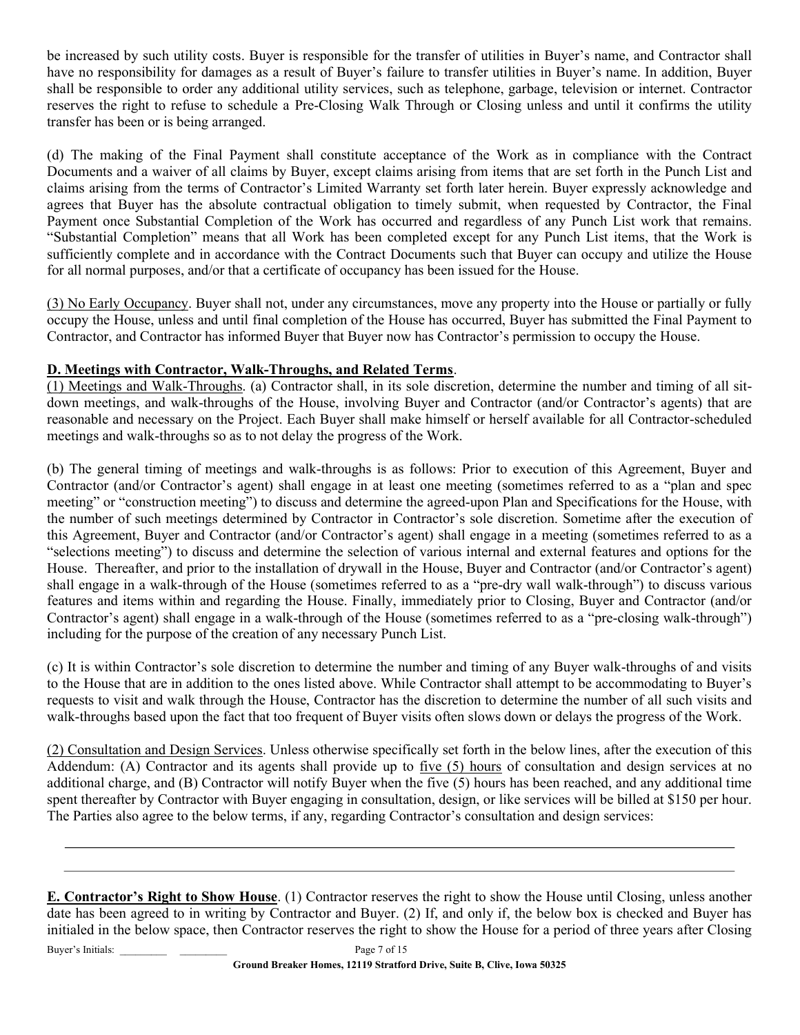be increased by such utility costs. Buyer is responsible for the transfer of utilities in Buyer's name, and Contractor shall have no responsibility for damages as a result of Buyer's failure to transfer utilities in Buyer's name. In addition, Buyer shall be responsible to order any additional utility services, such as telephone, garbage, television or internet. Contractor reserves the right to refuse to schedule a Pre-Closing Walk Through or Closing unless and until it confirms the utility transfer has been or is being arranged.

(d) The making of the Final Payment shall constitute acceptance of the Work as in compliance with the Contract Documents and a waiver of all claims by Buyer, except claims arising from items that are set forth in the Punch List and claims arising from the terms of Contractor's Limited Warranty set forth later herein. Buyer expressly acknowledge and agrees that Buyer has the absolute contractual obligation to timely submit, when requested by Contractor, the Final Payment once Substantial Completion of the Work has occurred and regardless of any Punch List work that remains. "Substantial Completion" means that all Work has been completed except for any Punch List items, that the Work is sufficiently complete and in accordance with the Contract Documents such that Buyer can occupy and utilize the House for all normal purposes, and/or that a certificate of occupancy has been issued for the House.

<u>(3) No Early Occupancy</u>. Buyer shall not, under any circumstances, move any property into the House or partially or fully occupy the House, unless and until final completion of the House has occurred, Buyer has submitted the Final Payment to Contractor, and Contractor has informed Buyer that Buyer now has Contractor's permission to occupy the House.

**<u>D. Meetings with Contractor, Walk-Throughs, and Related Terms</u>**.

<u>(1) Meetings and Walk-Throughs</u>. (a) Contractor shall, in its sole discretion, determine the number and timing of all sit-down meetings, and walk-throughs of the House, involving Buyer and Contractor (and/or Contractor's agents) that are reasonable and necessary on the Project. Each Buyer shall make himself or herself available for all Contractor-scheduled meetings and walk-throughs so as to not delay the progress of the Work.

(b) The general timing of meetings and walk-throughs is as follows: Prior to execution of this Agreement, Buyer and Contractor (and/or Contractor's agent) shall engage in at least one meeting (sometimes referred to as a "plan and spec meeting" or "construction meeting") to discuss and determine the agreed-upon Plan and Specifications for the House, with the number of such meetings determined by Contractor in Contractor's sole discretion. Sometime after the execution of this Agreement, Buyer and Contractor (and/or Contractor's agent) shall engage in a meeting (sometimes referred to as a "selections meeting") to discuss and determine the selection of various internal and external features and options for the House. Thereafter, and prior to the installation of drywall in the House, Buyer and Contractor (and/or Contractor's agent) shall engage in a walk-through of the House (sometimes referred to as a "pre-dry wall walk-through") to discuss various features and items within and regarding the House. Finally, immediately prior to Closing, Buyer and Contractor (and/or Contractor's agent) shall engage in a walk-through of the House (sometimes referred to as a "pre-closing walk-through") including for the purpose of the creation of any necessary Punch List.

(c) It is within Contractor's sole discretion to determine the number and timing of any Buyer walk-throughs of and visits to the House that are in addition to the ones listed above. While Contractor shall attempt to be accommodating to Buyer's requests to visit and walk through the House, Contractor has the discretion to determine the number of all such visits and walk-throughs based upon the fact that too frequent of Buyer visits often slows down or delays the progress of the Work.

<u>(2) Consultation and Design Services</u>. Unless otherwise specifically set forth in the below lines, after the execution of this Addendum: (A) Contractor and its agents shall provide up to <u>five (5) hours</u> of consultation and design services at no additional charge, and (B) Contractor will notify Buyer when the five (5) hours has been reached, and any additional time spent thereafter by Contractor with Buyer engaging in consultation, design, or like services will be billed at $150 per hour. The Parties also agree to the below terms, if any, regarding Contractor's consultation and design services:

\_\_\_\_\_\_\_\_\_\_\_\_\_\_\_\_\_\_\_\_\_\_\_\_\_\_\_\_\_\_\_\_\_\_\_\_\_\_\_\_\_\_\_\_\_\_\_\_\_\_\_\_\_\_\_\_\_\_\_\_\_\_\_\_\_\_\_\_\_\_\_\_\_\_\_\_\_\_

\_\_\_\_\_\_\_\_\_\_\_\_\_\_\_\_\_\_\_\_\_\_\_\_\_\_\_\_\_\_\_\_\_\_\_\_\_\_\_\_\_\_\_\_\_\_\_\_\_\_\_\_\_\_\_\_\_\_\_\_\_\_\_\_\_\_\_\_\_\_\_\_\_\_\_\_\_\_

**<u>E. Contractor's Right to Show House</u>**. (1) Contractor reserves the right to show the House until Closing, unless another date has been agreed to in writing by Contractor and Buyer. (2) If, and only if, the below box is checked and Buyer has initialed in the below space, then Contractor reserves the right to show the House for a period of three years after Closing

Buyer's Initials: \_\_\_\_\_\_\_\_\_ \_\_\_\_\_\_\_\_\_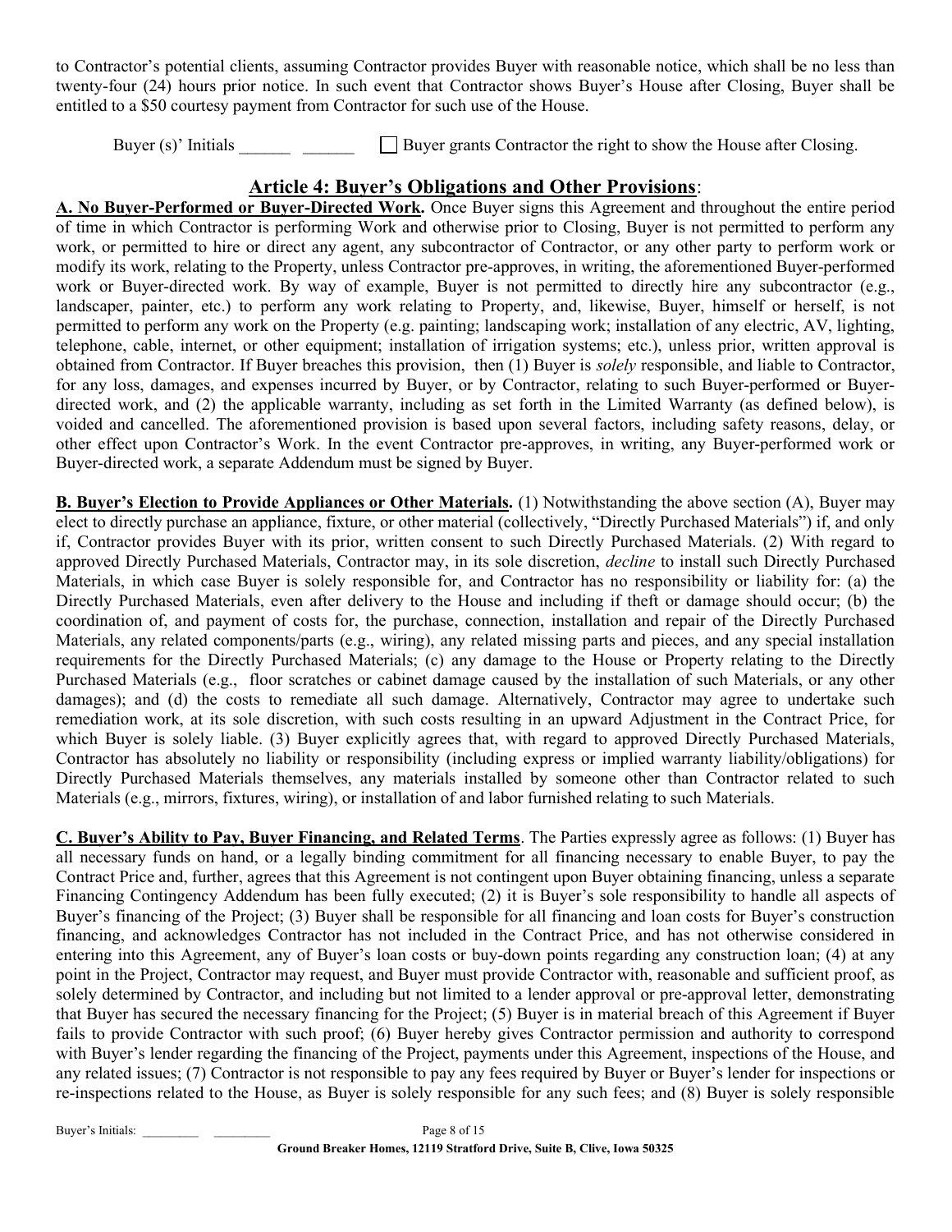to Contractor's potential clients, assuming Contractor provides Buyer with reasonable notice, which shall be no less than twenty-four (24) hours prior notice. In such event that Contractor shows Buyer's House after Closing, Buyer shall be entitled to a $50 courtesy payment from Contractor for such use of the House.

Buyer (s)' Initials ______ ______ ☐ Buyer grants Contractor the right to show the House after Closing.

## Article 4: Buyer's Obligations and Other Provisions:

**A. No Buyer-Performed or Buyer-Directed Work.** Once Buyer signs this Agreement and throughout the entire period of time in which Contractor is performing Work and otherwise prior to Closing, Buyer is not permitted to perform any work, or permitted to hire or direct any agent, any subcontractor of Contractor, or any other party to perform work or modify its work, relating to the Property, unless Contractor pre-approves, in writing, the aforementioned Buyer-performed work or Buyer-directed work. By way of example, Buyer is not permitted to directly hire any subcontractor (e.g., landscaper, painter, etc.) to perform any work relating to Property, and, likewise, Buyer, himself or herself, is not permitted to perform any work on the Property (e.g. painting; landscaping work; installation of any electric, AV, lighting, telephone, cable, internet, or other equipment; installation of irrigation systems; etc.), unless prior, written approval is obtained from Contractor. If Buyer breaches this provision, then (1) Buyer is *solely* responsible, and liable to Contractor, for any loss, damages, and expenses incurred by Buyer, or by Contractor, relating to such Buyer-performed or Buyer-directed work, and (2) the applicable warranty, including as set forth in the Limited Warranty (as defined below), is voided and cancelled. The aforementioned provision is based upon several factors, including safety reasons, delay, or other effect upon Contractor's Work. In the event Contractor pre-approves, in writing, any Buyer-performed work or Buyer-directed work, a separate Addendum must be signed by Buyer.

**B. Buyer's Election to Provide Appliances or Other Materials.** (1) Notwithstanding the above section (A), Buyer may elect to directly purchase an appliance, fixture, or other material (collectively, "Directly Purchased Materials") if, and only if, Contractor provides Buyer with its prior, written consent to such Directly Purchased Materials. (2) With regard to approved Directly Purchased Materials, Contractor may, in its sole discretion, *decline* to install such Directly Purchased Materials, in which case Buyer is solely responsible for, and Contractor has no responsibility or liability for: (a) the Directly Purchased Materials, even after delivery to the House and including if theft or damage should occur; (b) the coordination of, and payment of costs for, the purchase, connection, installation and repair of the Directly Purchased Materials, any related components/parts (e.g., wiring), any related missing parts and pieces, and any special installation requirements for the Directly Purchased Materials; (c) any damage to the House or Property relating to the Directly Purchased Materials (e.g., floor scratches or cabinet damage caused by the installation of such Materials, or any other damages); and (d) the costs to remediate all such damage. Alternatively, Contractor may agree to undertake such remediation work, at its sole discretion, with such costs resulting in an upward Adjustment in the Contract Price, for which Buyer is solely liable. (3) Buyer explicitly agrees that, with regard to approved Directly Purchased Materials, Contractor has absolutely no liability or responsibility (including express or implied warranty liability/obligations) for Directly Purchased Materials themselves, any materials installed by someone other than Contractor related to such Materials (e.g., mirrors, fixtures, wiring), or installation of and labor furnished relating to such Materials.

**C. Buyer's Ability to Pay, Buyer Financing, and Related Terms**. The Parties expressly agree as follows: (1) Buyer has all necessary funds on hand, or a legally binding commitment for all financing necessary to enable Buyer, to pay the Contract Price and, further, agrees that this Agreement is not contingent upon Buyer obtaining financing, unless a separate Financing Contingency Addendum has been fully executed; (2) it is Buyer's sole responsibility to handle all aspects of Buyer's financing of the Project; (3) Buyer shall be responsible for all financing and loan costs for Buyer's construction financing, and acknowledges Contractor has not included in the Contract Price, and has not otherwise considered in entering into this Agreement, any of Buyer's loan costs or buy-down points regarding any construction loan; (4) at any point in the Project, Contractor may request, and Buyer must provide Contractor with, reasonable and sufficient proof, as solely determined by Contractor, and including but not limited to a lender approval or pre-approval letter, demonstrating that Buyer has secured the necessary financing for the Project; (5) Buyer is in material breach of this Agreement if Buyer fails to provide Contractor with such proof; (6) Buyer hereby gives Contractor permission and authority to correspond with Buyer's lender regarding the financing of the Project, payments under this Agreement, inspections of the House, and any related issues; (7) Contractor is not responsible to pay any fees required by Buyer or Buyer's lender for inspections or re-inspections related to the House, as Buyer is solely responsible for any such fees; and (8) Buyer is solely responsible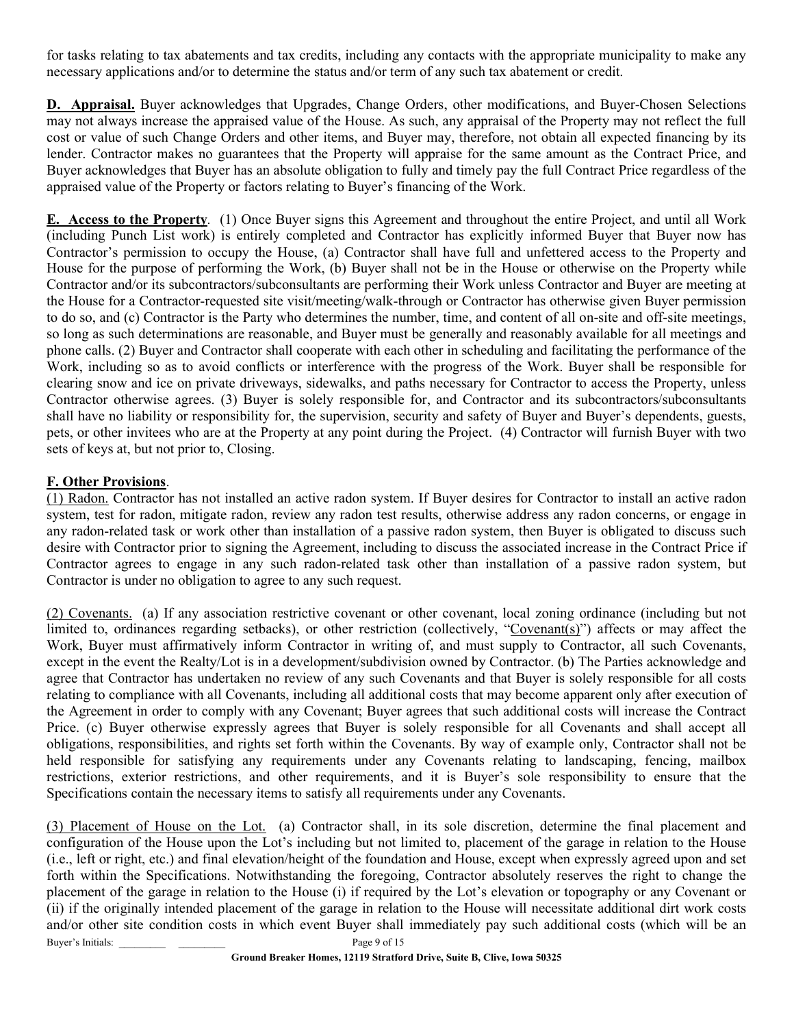for tasks relating to tax abatements and tax credits, including any contacts with the appropriate municipality to make any necessary applications and/or to determine the status and/or term of any such tax abatement or credit.

**D. Appraisal.** Buyer acknowledges that Upgrades, Change Orders, other modifications, and Buyer-Chosen Selections may not always increase the appraised value of the House. As such, any appraisal of the Property may not reflect the full cost or value of such Change Orders and other items, and Buyer may, therefore, not obtain all expected financing by its lender. Contractor makes no guarantees that the Property will appraise for the same amount as the Contract Price, and Buyer acknowledges that Buyer has an absolute obligation to fully and timely pay the full Contract Price regardless of the appraised value of the Property or factors relating to Buyer's financing of the Work.

**E. Access to the Property**. (1) Once Buyer signs this Agreement and throughout the entire Project, and until all Work (including Punch List work) is entirely completed and Contractor has explicitly informed Buyer that Buyer now has Contractor's permission to occupy the House, (a) Contractor shall have full and unfettered access to the Property and House for the purpose of performing the Work, (b) Buyer shall not be in the House or otherwise on the Property while Contractor and/or its subcontractors/subconsultants are performing their Work unless Contractor and Buyer are meeting at the House for a Contractor-requested site visit/meeting/walk-through or Contractor has otherwise given Buyer permission to do so, and (c) Contractor is the Party who determines the number, time, and content of all on-site and off-site meetings, so long as such determinations are reasonable, and Buyer must be generally and reasonably available for all meetings and phone calls. (2) Buyer and Contractor shall cooperate with each other in scheduling and facilitating the performance of the Work, including so as to avoid conflicts or interference with the progress of the Work. Buyer shall be responsible for clearing snow and ice on private driveways, sidewalks, and paths necessary for Contractor to access the Property, unless Contractor otherwise agrees. (3) Buyer is solely responsible for, and Contractor and its subcontractors/subconsultants shall have no liability or responsibility for, the supervision, security and safety of Buyer and Buyer's dependents, guests, pets, or other invitees who are at the Property at any point during the Project. (4) Contractor will furnish Buyer with two sets of keys at, but not prior to, Closing.

**F. Other Provisions**.

(1) Radon. Contractor has not installed an active radon system. If Buyer desires for Contractor to install an active radon system, test for radon, mitigate radon, review any radon test results, otherwise address any radon concerns, or engage in any radon-related task or work other than installation of a passive radon system, then Buyer is obligated to discuss such desire with Contractor prior to signing the Agreement, including to discuss the associated increase in the Contract Price if Contractor agrees to engage in any such radon-related task other than installation of a passive radon system, but Contractor is under no obligation to agree to any such request.

(2) Covenants. (a) If any association restrictive covenant or other covenant, local zoning ordinance (including but not limited to, ordinances regarding setbacks), or other restriction (collectively, "Covenant(s)") affects or may affect the Work, Buyer must affirmatively inform Contractor in writing of, and must supply to Contractor, all such Covenants, except in the event the Realty/Lot is in a development/subdivision owned by Contractor. (b) The Parties acknowledge and agree that Contractor has undertaken no review of any such Covenants and that Buyer is solely responsible for all costs relating to compliance with all Covenants, including all additional costs that may become apparent only after execution of the Agreement in order to comply with any Covenant; Buyer agrees that such additional costs will increase the Contract Price. (c) Buyer otherwise expressly agrees that Buyer is solely responsible for all Covenants and shall accept all obligations, responsibilities, and rights set forth within the Covenants. By way of example only, Contractor shall not be held responsible for satisfying any requirements under any Covenants relating to landscaping, fencing, mailbox restrictions, exterior restrictions, and other requirements, and it is Buyer's sole responsibility to ensure that the Specifications contain the necessary items to satisfy all requirements under any Covenants.

(3) Placement of House on the Lot. (a) Contractor shall, in its sole discretion, determine the final placement and configuration of the House upon the Lot's including but not limited to, placement of the garage in relation to the House (i.e., left or right, etc.) and final elevation/height of the foundation and House, except when expressly agreed upon and set forth within the Specifications. Notwithstanding the foregoing, Contractor absolutely reserves the right to change the placement of the garage in relation to the House (i) if required by the Lot's elevation or topography or any Covenant or (ii) if the originally intended placement of the garage in relation to the House will necessitate additional dirt work costs and/or other site condition costs in which event Buyer shall immediately pay such additional costs (which will be an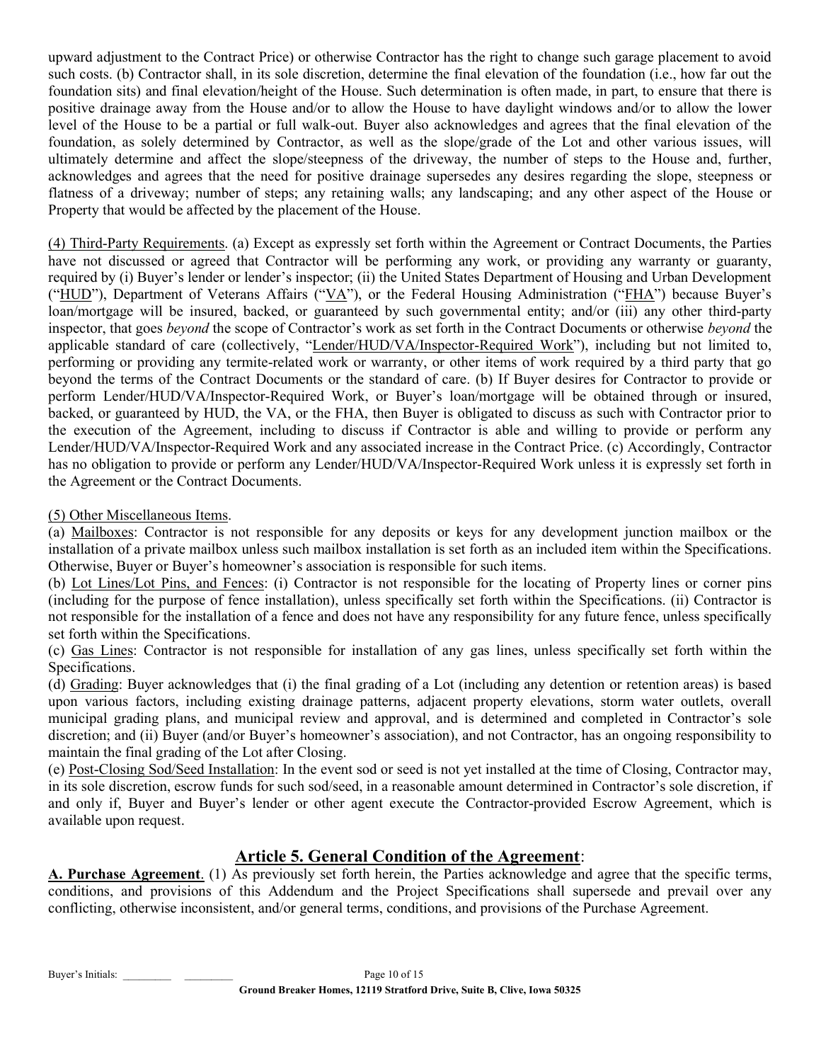upward adjustment to the Contract Price) or otherwise Contractor has the right to change such garage placement to avoid such costs. (b) Contractor shall, in its sole discretion, determine the final elevation of the foundation (i.e., how far out the foundation sits) and final elevation/height of the House. Such determination is often made, in part, to ensure that there is positive drainage away from the House and/or to allow the House to have daylight windows and/or to allow the lower level of the House to be a partial or full walk-out. Buyer also acknowledges and agrees that the final elevation of the foundation, as solely determined by Contractor, as well as the slope/grade of the Lot and other various issues, will ultimately determine and affect the slope/steepness of the driveway, the number of steps to the House and, further, acknowledges and agrees that the need for positive drainage supersedes any desires regarding the slope, steepness or flatness of a driveway; number of steps; any retaining walls; any landscaping; and any other aspect of the House or Property that would be affected by the placement of the House.

<u>(4) Third-Party Requirements</u>. (a) Except as expressly set forth within the Agreement or Contract Documents, the Parties have not discussed or agreed that Contractor will be performing any work, or providing any warranty or guaranty, required by (i) Buyer's lender or lender's inspector; (ii) the United States Department of Housing and Urban Development ("<u>HUD</u>"), Department of Veterans Affairs ("<u>VA</u>"), or the Federal Housing Administration ("<u>FHA</u>") because Buyer's loan/mortgage will be insured, backed, or guaranteed by such governmental entity; and/or (iii) any other third-party inspector, that goes *beyond* the scope of Contractor's work as set forth in the Contract Documents or otherwise *beyond* the applicable standard of care (collectively, "<u>Lender/HUD/VA/Inspector-Required Work</u>"), including but not limited to, performing or providing any termite-related work or warranty, or other items of work required by a third party that go beyond the terms of the Contract Documents or the standard of care. (b) If Buyer desires for Contractor to provide or perform Lender/HUD/VA/Inspector-Required Work, or Buyer's loan/mortgage will be obtained through or insured, backed, or guaranteed by HUD, the VA, or the FHA, then Buyer is obligated to discuss as such with Contractor prior to the execution of the Agreement, including to discuss if Contractor is able and willing to provide or perform any Lender/HUD/VA/Inspector-Required Work and any associated increase in the Contract Price. (c) Accordingly, Contractor has no obligation to provide or perform any Lender/HUD/VA/Inspector-Required Work unless it is expressly set forth in the Agreement or the Contract Documents.

<u>(5) Other Miscellaneous Items</u>.

(a) <u>Mailboxes</u>: Contractor is not responsible for any deposits or keys for any development junction mailbox or the installation of a private mailbox unless such mailbox installation is set forth as an included item within the Specifications. Otherwise, Buyer or Buyer's homeowner's association is responsible for such items.

(b) <u>Lot Lines/Lot Pins, and Fences</u>: (i) Contractor is not responsible for the locating of Property lines or corner pins (including for the purpose of fence installation), unless specifically set forth within the Specifications. (ii) Contractor is not responsible for the installation of a fence and does not have any responsibility for any future fence, unless specifically set forth within the Specifications.

(c) <u>Gas Lines</u>: Contractor is not responsible for installation of any gas lines, unless specifically set forth within the Specifications.

(d) <u>Grading</u>: Buyer acknowledges that (i) the final grading of a Lot (including any detention or retention areas) is based upon various factors, including existing drainage patterns, adjacent property elevations, storm water outlets, overall municipal grading plans, and municipal review and approval, and is determined and completed in Contractor's sole discretion; and (ii) Buyer (and/or Buyer's homeowner's association), and not Contractor, has an ongoing responsibility to maintain the final grading of the Lot after Closing.

(e) <u>Post-Closing Sod/Seed Installation</u>: In the event sod or seed is not yet installed at the time of Closing, Contractor may, in its sole discretion, escrow funds for such sod/seed, in a reasonable amount determined in Contractor's sole discretion, if and only if, Buyer and Buyer's lender or other agent execute the Contractor-provided Escrow Agreement, which is available upon request.

## Article 5. General Condition of the Agreement:

**<u>A. Purchase Agreement</u>**. (1) As previously set forth herein, the Parties acknowledge and agree that the specific terms, conditions, and provisions of this Addendum and the Project Specifications shall supersede and prevail over any conflicting, otherwise inconsistent, and/or general terms, conditions, and provisions of the Purchase Agreement.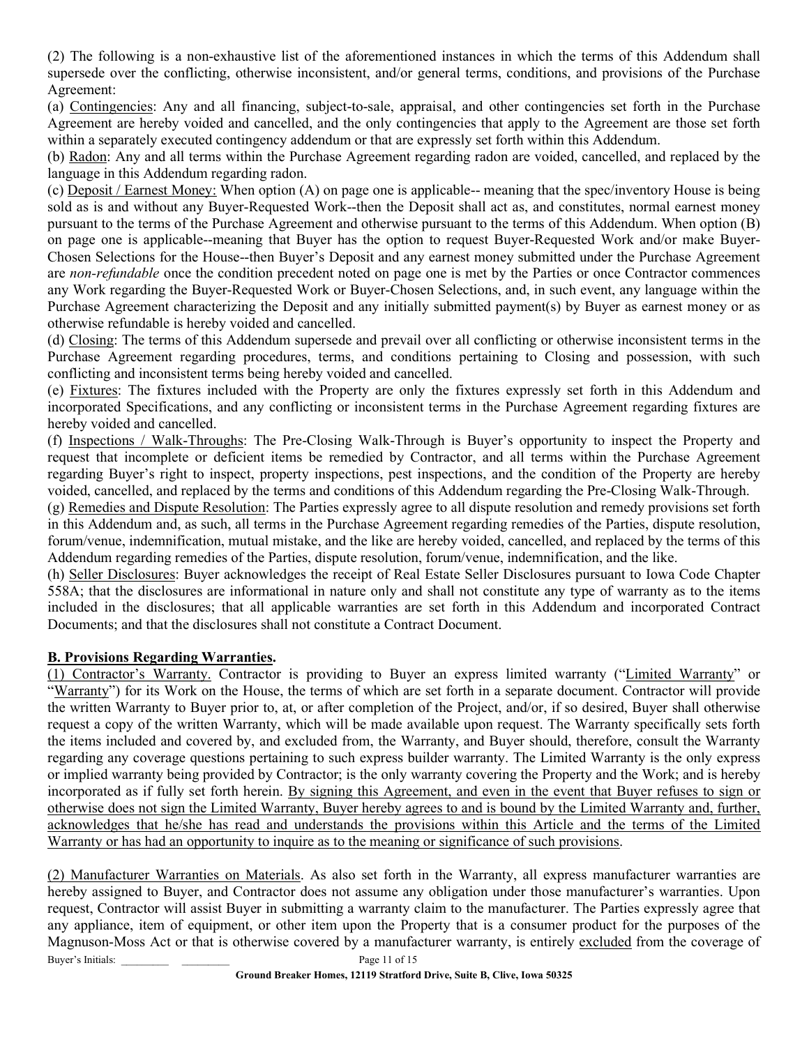(2) The following is a non-exhaustive list of the aforementioned instances in which the terms of this Addendum shall supersede over the conflicting, otherwise inconsistent, and/or general terms, conditions, and provisions of the Purchase Agreement:

(a) Contingencies: Any and all financing, subject-to-sale, appraisal, and other contingencies set forth in the Purchase Agreement are hereby voided and cancelled, and the only contingencies that apply to the Agreement are those set forth within a separately executed contingency addendum or that are expressly set forth within this Addendum.

(b) Radon: Any and all terms within the Purchase Agreement regarding radon are voided, cancelled, and replaced by the language in this Addendum regarding radon.

(c) Deposit / Earnest Money: When option (A) on page one is applicable-- meaning that the spec/inventory House is being sold as is and without any Buyer-Requested Work--then the Deposit shall act as, and constitutes, normal earnest money pursuant to the terms of the Purchase Agreement and otherwise pursuant to the terms of this Addendum. When option (B) on page one is applicable--meaning that Buyer has the option to request Buyer-Requested Work and/or make Buyer-Chosen Selections for the House--then Buyer's Deposit and any earnest money submitted under the Purchase Agreement are *non-refundable* once the condition precedent noted on page one is met by the Parties or once Contractor commences any Work regarding the Buyer-Requested Work or Buyer-Chosen Selections, and, in such event, any language within the Purchase Agreement characterizing the Deposit and any initially submitted payment(s) by Buyer as earnest money or as otherwise refundable is hereby voided and cancelled.

(d) Closing: The terms of this Addendum supersede and prevail over all conflicting or otherwise inconsistent terms in the Purchase Agreement regarding procedures, terms, and conditions pertaining to Closing and possession, with such conflicting and inconsistent terms being hereby voided and cancelled.

(e) Fixtures: The fixtures included with the Property are only the fixtures expressly set forth in this Addendum and incorporated Specifications, and any conflicting or inconsistent terms in the Purchase Agreement regarding fixtures are hereby voided and cancelled.

(f) Inspections / Walk-Throughs: The Pre-Closing Walk-Through is Buyer's opportunity to inspect the Property and request that incomplete or deficient items be remedied by Contractor, and all terms within the Purchase Agreement regarding Buyer's right to inspect, property inspections, pest inspections, and the condition of the Property are hereby voided, cancelled, and replaced by the terms and conditions of this Addendum regarding the Pre-Closing Walk-Through.

(g) Remedies and Dispute Resolution: The Parties expressly agree to all dispute resolution and remedy provisions set forth in this Addendum and, as such, all terms in the Purchase Agreement regarding remedies of the Parties, dispute resolution, forum/venue, indemnification, mutual mistake, and the like are hereby voided, cancelled, and replaced by the terms of this Addendum regarding remedies of the Parties, dispute resolution, forum/venue, indemnification, and the like.

(h) Seller Disclosures: Buyer acknowledges the receipt of Real Estate Seller Disclosures pursuant to Iowa Code Chapter 558A; that the disclosures are informational in nature only and shall not constitute any type of warranty as to the items included in the disclosures; that all applicable warranties are set forth in this Addendum and incorporated Contract Documents; and that the disclosures shall not constitute a Contract Document.

**B. Provisions Regarding Warranties.**

(1) Contractor's Warranty. Contractor is providing to Buyer an express limited warranty ("Limited Warranty" or "Warranty") for its Work on the House, the terms of which are set forth in a separate document. Contractor will provide the written Warranty to Buyer prior to, at, or after completion of the Project, and/or, if so desired, Buyer shall otherwise request a copy of the written Warranty, which will be made available upon request. The Warranty specifically sets forth the items included and covered by, and excluded from, the Warranty, and Buyer should, therefore, consult the Warranty regarding any coverage questions pertaining to such express builder warranty. The Limited Warranty is the only express or implied warranty being provided by Contractor; is the only warranty covering the Property and the Work; and is hereby incorporated as if fully set forth herein. By signing this Agreement, and even in the event that Buyer refuses to sign or otherwise does not sign the Limited Warranty, Buyer hereby agrees to and is bound by the Limited Warranty and, further, acknowledges that he/she has read and understands the provisions within this Article and the terms of the Limited Warranty or has had an opportunity to inquire as to the meaning or significance of such provisions.

(2) Manufacturer Warranties on Materials. As also set forth in the Warranty, all express manufacturer warranties are hereby assigned to Buyer, and Contractor does not assume any obligation under those manufacturer's warranties. Upon request, Contractor will assist Buyer in submitting a warranty claim to the manufacturer. The Parties expressly agree that any appliance, item of equipment, or other item upon the Property that is a consumer product for the purposes of the Magnuson-Moss Act or that is otherwise covered by a manufacturer warranty, is entirely excluded from the coverage of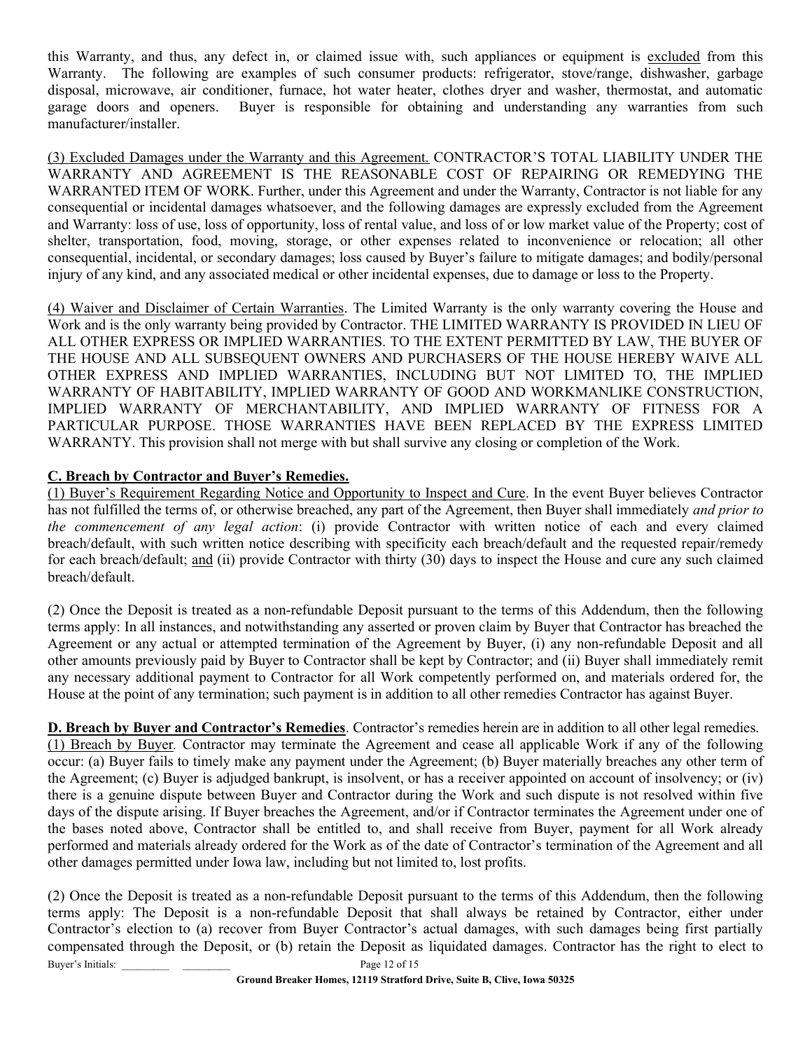this Warranty, and thus, any defect in, or claimed issue with, such appliances or equipment is excluded from this Warranty. The following are examples of such consumer products: refrigerator, stove/range, dishwasher, garbage disposal, microwave, air conditioner, furnace, hot water heater, clothes dryer and washer, thermostat, and automatic garage doors and openers. Buyer is responsible for obtaining and understanding any warranties from such manufacturer/installer.

(3) Excluded Damages under the Warranty and this Agreement. CONTRACTOR'S TOTAL LIABILITY UNDER THE WARRANTY AND AGREEMENT IS THE REASONABLE COST OF REPAIRING OR REMEDYING THE WARRANTED ITEM OF WORK. Further, under this Agreement and under the Warranty, Contractor is not liable for any consequential or incidental damages whatsoever, and the following damages are expressly excluded from the Agreement and Warranty: loss of use, loss of opportunity, loss of rental value, and loss of or low market value of the Property; cost of shelter, transportation, food, moving, storage, or other expenses related to inconvenience or relocation; all other consequential, incidental, or secondary damages; loss caused by Buyer's failure to mitigate damages; and bodily/personal injury of any kind, and any associated medical or other incidental expenses, due to damage or loss to the Property.

(4) Waiver and Disclaimer of Certain Warranties. The Limited Warranty is the only warranty covering the House and Work and is the only warranty being provided by Contractor. THE LIMITED WARRANTY IS PROVIDED IN LIEU OF ALL OTHER EXPRESS OR IMPLIED WARRANTIES. TO THE EXTENT PERMITTED BY LAW, THE BUYER OF THE HOUSE AND ALL SUBSEQUENT OWNERS AND PURCHASERS OF THE HOUSE HEREBY WAIVE ALL OTHER EXPRESS AND IMPLIED WARRANTIES, INCLUDING BUT NOT LIMITED TO, THE IMPLIED WARRANTY OF HABITABILITY, IMPLIED WARRANTY OF GOOD AND WORKMANLIKE CONSTRUCTION, IMPLIED WARRANTY OF MERCHANTABILITY, AND IMPLIED WARRANTY OF FITNESS FOR A PARTICULAR PURPOSE. THOSE WARRANTIES HAVE BEEN REPLACED BY THE EXPRESS LIMITED WARRANTY. This provision shall not merge with but shall survive any closing or completion of the Work.

**C. Breach by Contractor and Buyer's Remedies.**

(1) Buyer's Requirement Regarding Notice and Opportunity to Inspect and Cure. In the event Buyer believes Contractor has not fulfilled the terms of, or otherwise breached, any part of the Agreement, then Buyer shall immediately *and prior to the commencement of any legal action*: (i) provide Contractor with written notice of each and every claimed breach/default, with such written notice describing with specificity each breach/default and the requested repair/remedy for each breach/default; and (ii) provide Contractor with thirty (30) days to inspect the House and cure any such claimed breach/default.

(2) Once the Deposit is treated as a non-refundable Deposit pursuant to the terms of this Addendum, then the following terms apply: In all instances, and notwithstanding any asserted or proven claim by Buyer that Contractor has breached the Agreement or any actual or attempted termination of the Agreement by Buyer, (i) any non-refundable Deposit and all other amounts previously paid by Buyer to Contractor shall be kept by Contractor; and (ii) Buyer shall immediately remit any necessary additional payment to Contractor for all Work competently performed on, and materials ordered for, the House at the point of any termination; such payment is in addition to all other remedies Contractor has against Buyer.

**D. Breach by Buyer and Contractor's Remedies**. Contractor's remedies herein are in addition to all other legal remedies.

(1) Breach by Buyer. Contractor may terminate the Agreement and cease all applicable Work if any of the following occur: (a) Buyer fails to timely make any payment under the Agreement; (b) Buyer materially breaches any other term of the Agreement; (c) Buyer is adjudged bankrupt, is insolvent, or has a receiver appointed on account of insolvency; or (iv) there is a genuine dispute between Buyer and Contractor during the Work and such dispute is not resolved within five days of the dispute arising. If Buyer breaches the Agreement, and/or if Contractor terminates the Agreement under one of the bases noted above, Contractor shall be entitled to, and shall receive from Buyer, payment for all Work already performed and materials already ordered for the Work as of the date of Contractor's termination of the Agreement and all other damages permitted under Iowa law, including but not limited to, lost profits.

(2) Once the Deposit is treated as a non-refundable Deposit pursuant to the terms of this Addendum, then the following terms apply: The Deposit is a non-refundable Deposit that shall always be retained by Contractor, either under Contractor's election to (a) recover from Buyer Contractor's actual damages, with such damages being first partially compensated through the Deposit, or (b) retain the Deposit as liquidated damages. Contractor has the right to elect to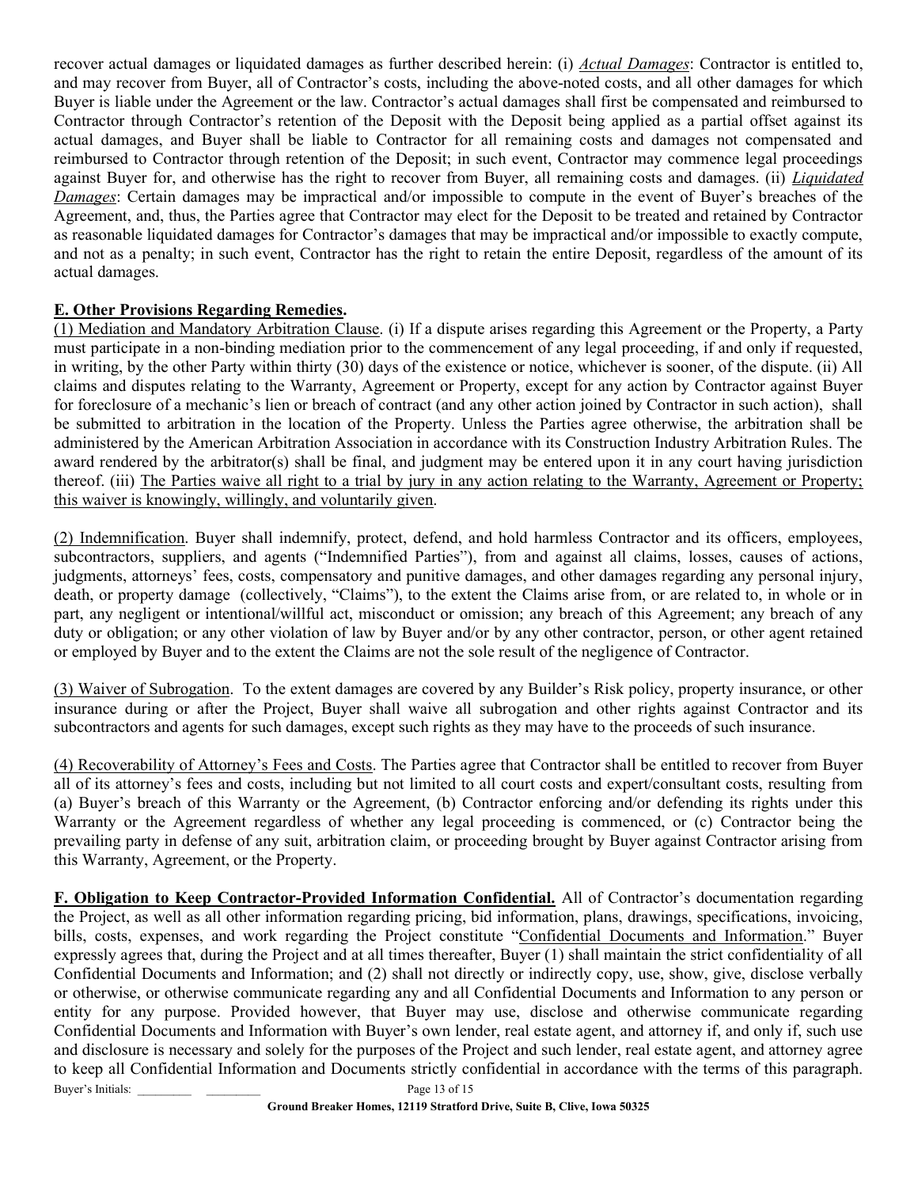recover actual damages or liquidated damages as further described herein: (i) *Actual Damages*: Contractor is entitled to, and may recover from Buyer, all of Contractor's costs, including the above-noted costs, and all other damages for which Buyer is liable under the Agreement or the law. Contractor's actual damages shall first be compensated and reimbursed to Contractor through Contractor's retention of the Deposit with the Deposit being applied as a partial offset against its actual damages, and Buyer shall be liable to Contractor for all remaining costs and damages not compensated and reimbursed to Contractor through retention of the Deposit; in such event, Contractor may commence legal proceedings against Buyer for, and otherwise has the right to recover from Buyer, all remaining costs and damages. (ii) *Liquidated Damages*: Certain damages may be impractical and/or impossible to compute in the event of Buyer's breaches of the Agreement, and, thus, the Parties agree that Contractor may elect for the Deposit to be treated and retained by Contractor as reasonable liquidated damages for Contractor's damages that may be impractical and/or impossible to exactly compute, and not as a penalty; in such event, Contractor has the right to retain the entire Deposit, regardless of the amount of its actual damages.

**E. Other Provisions Regarding Remedies.**

(1) Mediation and Mandatory Arbitration Clause. (i) If a dispute arises regarding this Agreement or the Property, a Party must participate in a non-binding mediation prior to the commencement of any legal proceeding, if and only if requested, in writing, by the other Party within thirty (30) days of the existence or notice, whichever is sooner, of the dispute. (ii) All claims and disputes relating to the Warranty, Agreement or Property, except for any action by Contractor against Buyer for foreclosure of a mechanic's lien or breach of contract (and any other action joined by Contractor in such action), shall be submitted to arbitration in the location of the Property. Unless the Parties agree otherwise, the arbitration shall be administered by the American Arbitration Association in accordance with its Construction Industry Arbitration Rules. The award rendered by the arbitrator(s) shall be final, and judgment may be entered upon it in any court having jurisdiction thereof. (iii) The Parties waive all right to a trial by jury in any action relating to the Warranty, Agreement or Property; this waiver is knowingly, willingly, and voluntarily given.

(2) Indemnification. Buyer shall indemnify, protect, defend, and hold harmless Contractor and its officers, employees, subcontractors, suppliers, and agents ("Indemnified Parties"), from and against all claims, losses, causes of actions, judgments, attorneys' fees, costs, compensatory and punitive damages, and other damages regarding any personal injury, death, or property damage (collectively, "Claims"), to the extent the Claims arise from, or are related to, in whole or in part, any negligent or intentional/willful act, misconduct or omission; any breach of this Agreement; any breach of any duty or obligation; or any other violation of law by Buyer and/or by any other contractor, person, or other agent retained or employed by Buyer and to the extent the Claims are not the sole result of the negligence of Contractor.

(3) Waiver of Subrogation. To the extent damages are covered by any Builder's Risk policy, property insurance, or other insurance during or after the Project, Buyer shall waive all subrogation and other rights against Contractor and its subcontractors and agents for such damages, except such rights as they may have to the proceeds of such insurance.

(4) Recoverability of Attorney's Fees and Costs. The Parties agree that Contractor shall be entitled to recover from Buyer all of its attorney's fees and costs, including but not limited to all court costs and expert/consultant costs, resulting from (a) Buyer's breach of this Warranty or the Agreement, (b) Contractor enforcing and/or defending its rights under this Warranty or the Agreement regardless of whether any legal proceeding is commenced, or (c) Contractor being the prevailing party in defense of any suit, arbitration claim, or proceeding brought by Buyer against Contractor arising from this Warranty, Agreement, or the Property.

**F. Obligation to Keep Contractor-Provided Information Confidential.** All of Contractor's documentation regarding the Project, as well as all other information regarding pricing, bid information, plans, drawings, specifications, invoicing, bills, costs, expenses, and work regarding the Project constitute "Confidential Documents and Information." Buyer expressly agrees that, during the Project and at all times thereafter, Buyer (1) shall maintain the strict confidentiality of all Confidential Documents and Information; and (2) shall not directly or indirectly copy, use, show, give, disclose verbally or otherwise, or otherwise communicate regarding any and all Confidential Documents and Information to any person or entity for any purpose. Provided however, that Buyer may use, disclose and otherwise communicate regarding Confidential Documents and Information with Buyer's own lender, real estate agent, and attorney if, and only if, such use and disclosure is necessary and solely for the purposes of the Project and such lender, real estate agent, and attorney agree to keep all Confidential Information and Documents strictly confidential in accordance with the terms of this paragraph.

Buyer's Initials: ________ ________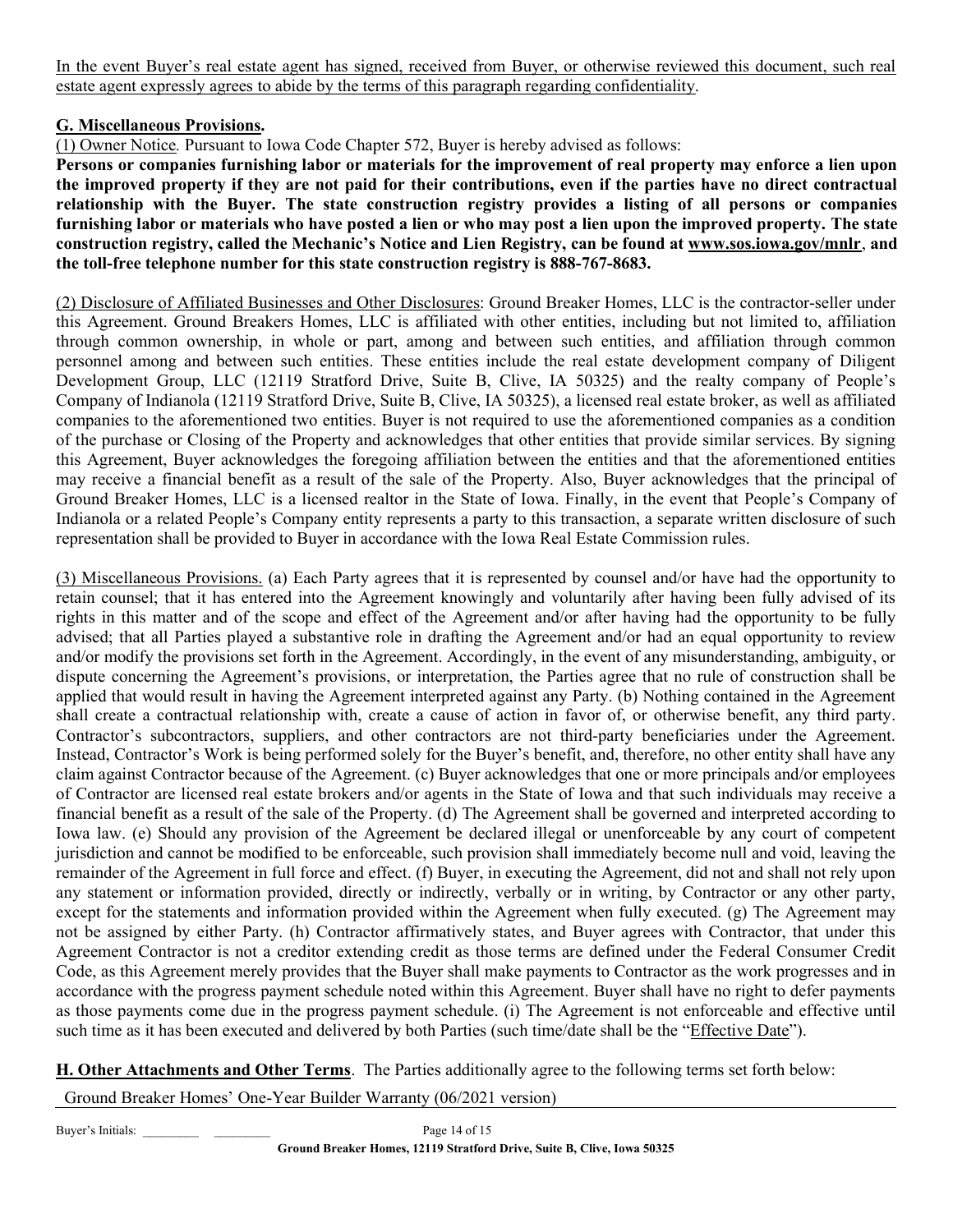<u>In the event Buyer's real estate agent has signed, received from Buyer, or otherwise reviewed this document, such real estate agent expressly agrees to abide by the terms of this paragraph regarding confidentiality</u>.

## G. Miscellaneous Provisions.

<u>(1) Owner Notice</u>. Pursuant to Iowa Code Chapter 572, Buyer is hereby advised as follows:

**Persons or companies furnishing labor or materials for the improvement of real property may enforce a lien upon the improved property if they are not paid for their contributions, even if the parties have no direct contractual relationship with the Buyer. The state construction registry provides a listing of all persons or companies furnishing labor or materials who have posted a lien or who may post a lien upon the improved property. The state construction registry, called the Mechanic's Notice and Lien Registry, can be found at <u>www.sos.iowa.gov/mnlr</u>, and the toll-free telephone number for this state construction registry is 888-767-8683.**

<u>(2) Disclosure of Affiliated Businesses and Other Disclosures</u>: Ground Breaker Homes, LLC is the contractor-seller under this Agreement. Ground Breakers Homes, LLC is affiliated with other entities, including but not limited to, affiliation through common ownership, in whole or part, among and between such entities, and affiliation through common personnel among and between such entities. These entities include the real estate development company of Diligent Development Group, LLC (12119 Stratford Drive, Suite B, Clive, IA 50325) and the realty company of People's Company of Indianola (12119 Stratford Drive, Suite B, Clive, IA 50325), a licensed real estate broker, as well as affiliated companies to the aforementioned two entities. Buyer is not required to use the aforementioned companies as a condition of the purchase or Closing of the Property and acknowledges that other entities that provide similar services. By signing this Agreement, Buyer acknowledges the foregoing affiliation between the entities and that the aforementioned entities may receive a financial benefit as a result of the sale of the Property. Also, Buyer acknowledges that the principal of Ground Breaker Homes, LLC is a licensed realtor in the State of Iowa. Finally, in the event that People's Company of Indianola or a related People's Company entity represents a party to this transaction, a separate written disclosure of such representation shall be provided to Buyer in accordance with the Iowa Real Estate Commission rules.

<u>(3) Miscellaneous Provisions.</u> (a) Each Party agrees that it is represented by counsel and/or have had the opportunity to retain counsel; that it has entered into the Agreement knowingly and voluntarily after having been fully advised of its rights in this matter and of the scope and effect of the Agreement and/or after having had the opportunity to be fully advised; that all Parties played a substantive role in drafting the Agreement and/or had an equal opportunity to review and/or modify the provisions set forth in the Agreement. Accordingly, in the event of any misunderstanding, ambiguity, or dispute concerning the Agreement's provisions, or interpretation, the Parties agree that no rule of construction shall be applied that would result in having the Agreement interpreted against any Party. (b) Nothing contained in the Agreement shall create a contractual relationship with, create a cause of action in favor of, or otherwise benefit, any third party. Contractor's subcontractors, suppliers, and other contractors are not third-party beneficiaries under the Agreement. Instead, Contractor's Work is being performed solely for the Buyer's benefit, and, therefore, no other entity shall have any claim against Contractor because of the Agreement. (c) Buyer acknowledges that one or more principals and/or employees of Contractor are licensed real estate brokers and/or agents in the State of Iowa and that such individuals may receive a financial benefit as a result of the sale of the Property. (d) The Agreement shall be governed and interpreted according to Iowa law. (e) Should any provision of the Agreement be declared illegal or unenforceable by any court of competent jurisdiction and cannot be modified to be enforceable, such provision shall immediately become null and void, leaving the remainder of the Agreement in full force and effect. (f) Buyer, in executing the Agreement, did not and shall not rely upon any statement or information provided, directly or indirectly, verbally or in writing, by Contractor or any other party, except for the statements and information provided within the Agreement when fully executed. (g) The Agreement may not be assigned by either Party. (h) Contractor affirmatively states, and Buyer agrees with Contractor, that under this Agreement Contractor is not a creditor extending credit as those terms are defined under the Federal Consumer Credit Code, as this Agreement merely provides that the Buyer shall make payments to Contractor as the work progresses and in accordance with the progress payment schedule noted within this Agreement. Buyer shall have no right to defer payments as those payments come due in the progress payment schedule. (i) The Agreement is not enforceable and effective until such time as it has been executed and delivered by both Parties (such time/date shall be the "<u>Effective Date</u>").

**<u>H. Other Attachments and Other Terms</u>**. The Parties additionally agree to the following terms set forth below:

Ground Breaker Homes' One-Year Builder Warranty (06/2021 version)

Buyer's Initials: _________ _________

**Ground Breaker Homes, 12119 Stratford Drive, Suite B, Clive, Iowa 50325**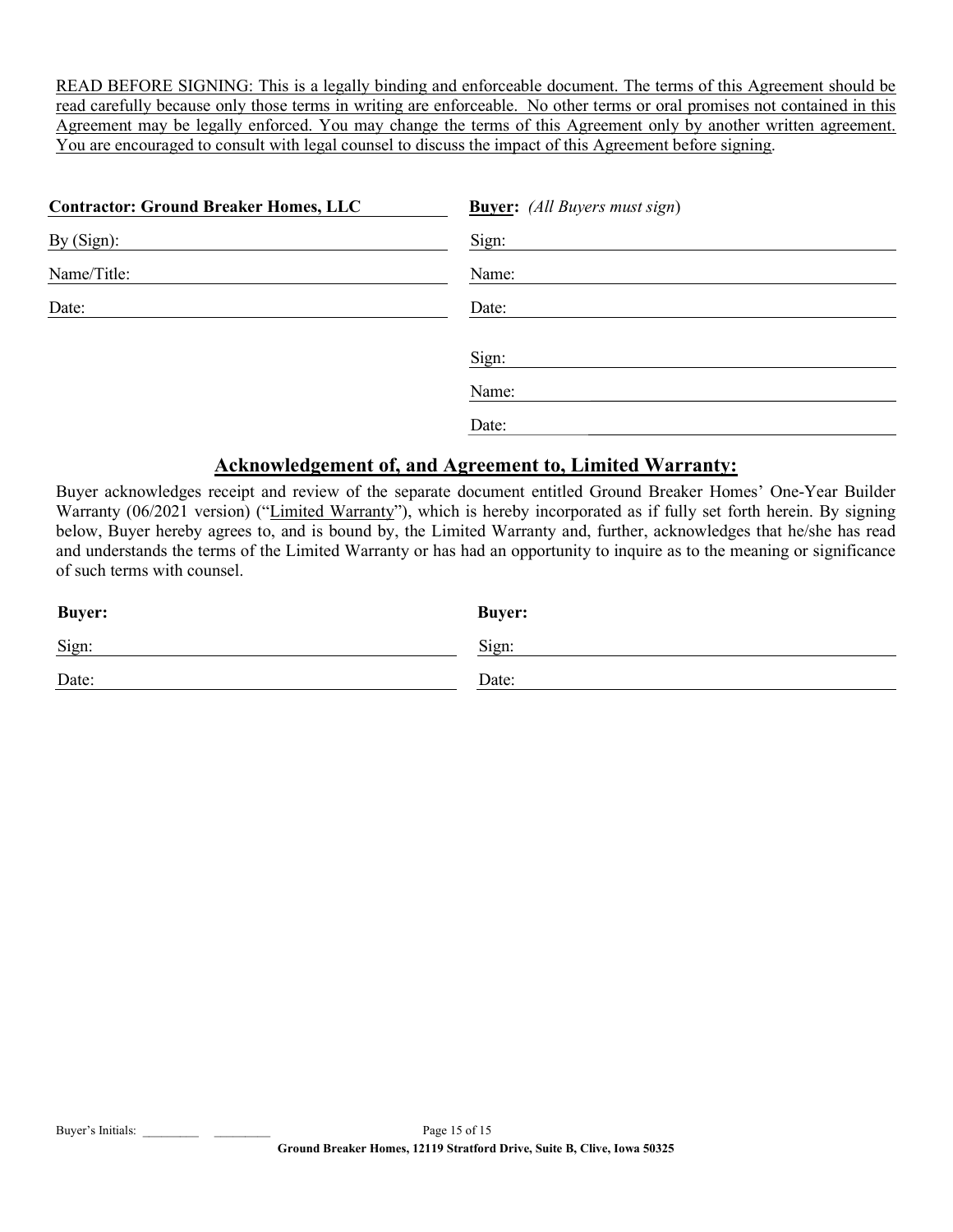READ BEFORE SIGNING: This is a legally binding and enforceable document. The terms of this Agreement should be read carefully because only those terms in writing are enforceable. No other terms or oral promises not contained in this Agreement may be legally enforced. You may change the terms of this Agreement only by another written agreement. You are encouraged to consult with legal counsel to discuss the impact of this Agreement before signing.

| **Contractor: Ground Breaker Homes, LLC** | **Buyer:** *(All Buyers must sign)* |
|---|---|
| By (Sign): | Sign: |
| Name/Title: | Name: |
| Date: | Date: |
| | Sign: |
| | Name: |
| | Date: |

## Acknowledgement of, and Agreement to, Limited Warranty:

Buyer acknowledges receipt and review of the separate document entitled Ground Breaker Homes' One-Year Builder Warranty (06/2021 version) ("Limited Warranty"), which is hereby incorporated as if fully set forth herein. By signing below, Buyer hereby agrees to, and is bound by, the Limited Warranty and, further, acknowledges that he/she has read and understands the terms of the Limited Warranty or has had an opportunity to inquire as to the meaning or significance of such terms with counsel.

| **Buyer:** | **Buyer:** |
|---|---|
| Sign: | Sign: |
| Date: | Date: |

Buyer's Initials: _________ _________

Ground Breaker Homes, 12119 Stratford Drive, Suite B, Clive, Iowa 50325